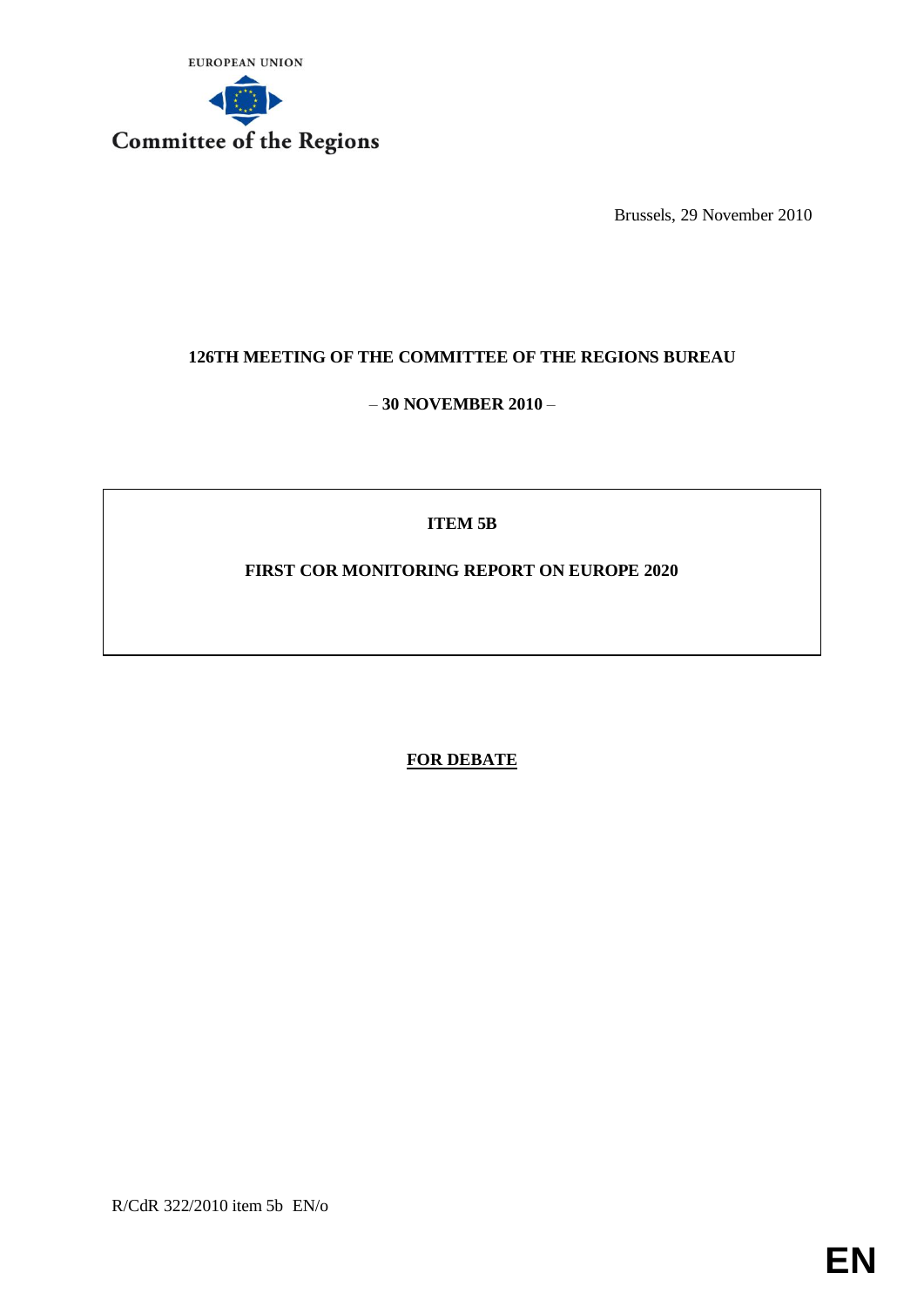EUROPEAN UNION

Committee of the Regions

Brussels, 29 November 2010

**126TH MEETING OF THE COMMITTEE OF THE REGIONS BUREAU**

– **30 NOVEMBER 2010** –

**ITEM 5B**

**FIRST COR MONITORING REPORT ON EUROPE 2020**

**FOR DEBATE**

R/CdR 322/2010 item 5b EN/o

**EN**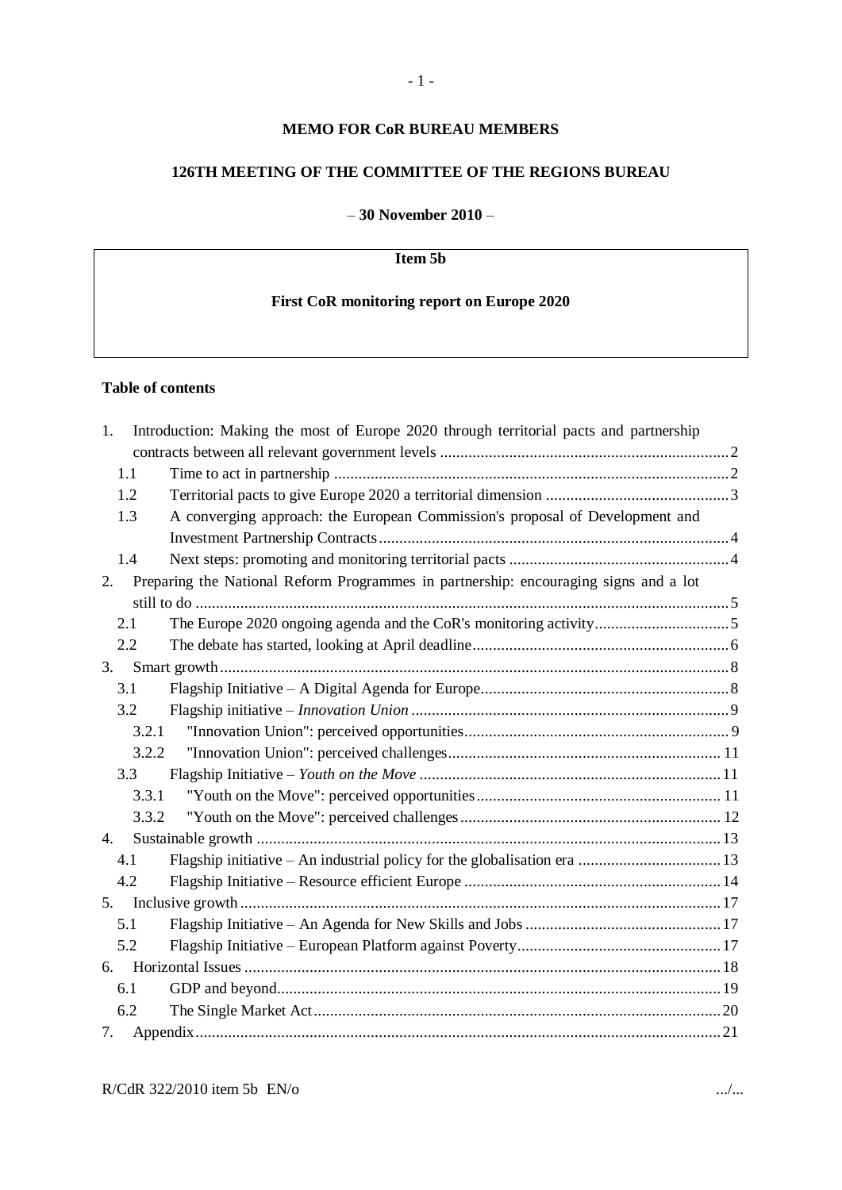**MEMO FOR CoR BUREAU MEMBERS**

**126TH MEETING OF THE COMMITTEE OF THE REGIONS BUREAU**

– **30 November 2010** –

**Item 5b**

**First CoR monitoring report on Europe 2020**

**Table of contents**

1. Introduction: Making the most of Europe 2020 through territorial pacts and partnership contracts between all relevant government levels ... 2
   - 1.1 Time to act in partnership ... 2
   - 1.2 Territorial pacts to give Europe 2020 a territorial dimension ... 3
   - 1.3 A converging approach: the European Commission's proposal of Development and Investment Partnership Contracts ... 4
   - 1.4 Next steps: promoting and monitoring territorial pacts ... 4
2. Preparing the National Reform Programmes in partnership: encouraging signs and a lot still to do ... 5
   - 2.1 The Europe 2020 ongoing agenda and the CoR's monitoring activity ... 5
   - 2.2 The debate has started, looking at April deadline ... 6
3. Smart growth ... 8
   - 3.1 Flagship Initiative – A Digital Agenda for Europe ... 8
   - 3.2 Flagship initiative – *Innovation Union* ... 9
     - 3.2.1 "Innovation Union": perceived opportunities ... 9
     - 3.2.2 "Innovation Union": perceived challenges ... 11
   - 3.3 Flagship Initiative – *Youth on the Move* ... 11
     - 3.3.1 "Youth on the Move": perceived opportunities ... 11
     - 3.3.2 "Youth on the Move": perceived challenges ... 12
4. Sustainable growth ... 13
   - 4.1 Flagship initiative – An industrial policy for the globalisation era ... 13
   - 4.2 Flagship Initiative – Resource efficient Europe ... 14
5. Inclusive growth ... 17
   - 5.1 Flagship Initiative – An Agenda for New Skills and Jobs ... 17
   - 5.2 Flagship Initiative – European Platform against Poverty ... 17
6. Horizontal Issues ... 18
   - 6.1 GDP and beyond ... 19
   - 6.2 The Single Market Act ... 20
7. Appendix ... 21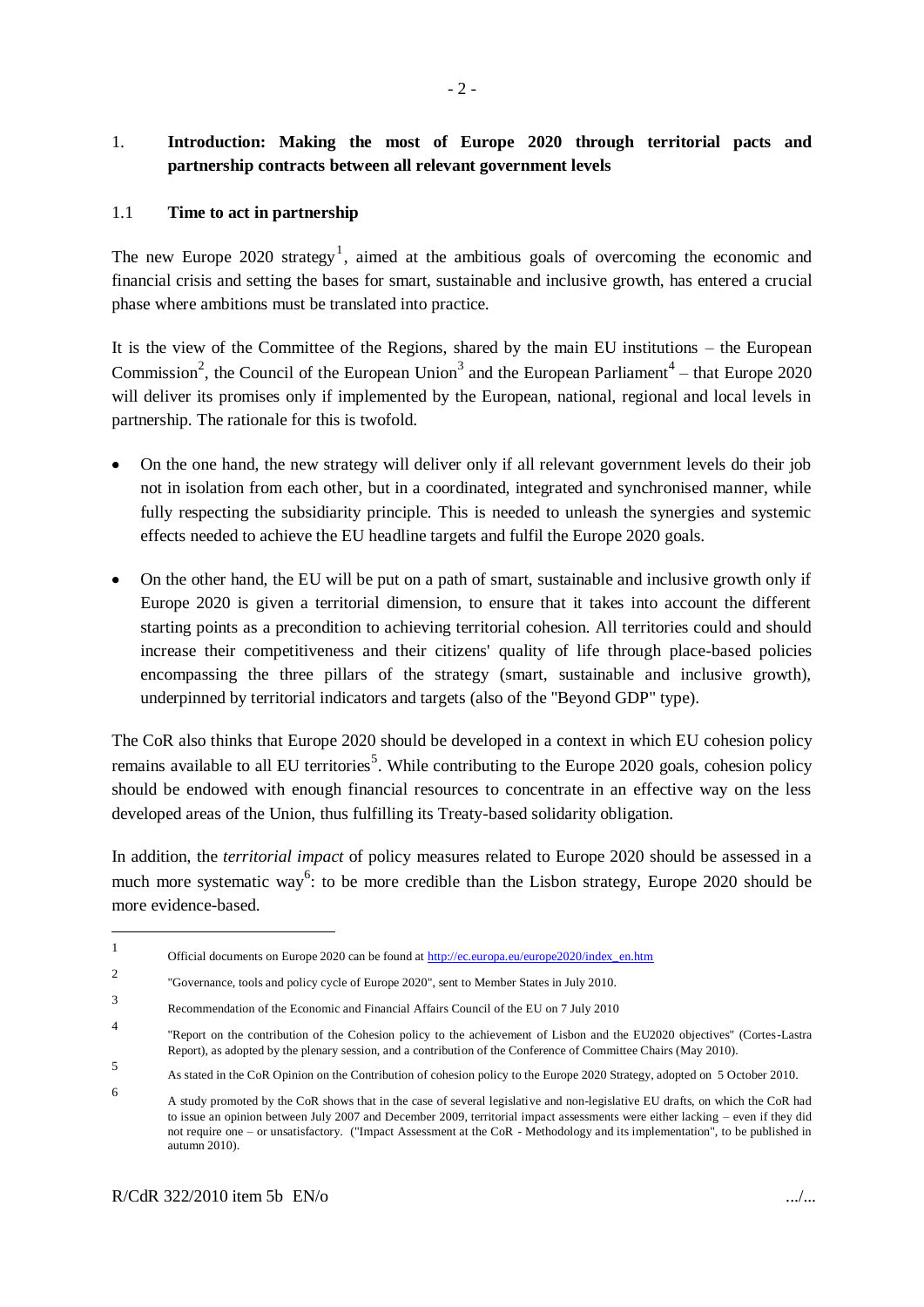# 1. Introduction: Making the most of Europe 2020 through territorial pacts and partnership contracts between all relevant government levels

## 1.1 Time to act in partnership

The new Europe 2020 strategy[1], aimed at the ambitious goals of overcoming the economic and financial crisis and setting the bases for smart, sustainable and inclusive growth, has entered a crucial phase where ambitions must be translated into practice.

It is the view of the Committee of the Regions, shared by the main EU institutions – the European Commission[2], the Council of the European Union[3] and the European Parliament[4] – that Europe 2020 will deliver its promises only if implemented by the European, national, regional and local levels in partnership. The rationale for this is twofold.

- On the one hand, the new strategy will deliver only if all relevant government levels do their job not in isolation from each other, but in a coordinated, integrated and synchronised manner, while fully respecting the subsidiarity principle. This is needed to unleash the synergies and systemic effects needed to achieve the EU headline targets and fulfil the Europe 2020 goals.

- On the other hand, the EU will be put on a path of smart, sustainable and inclusive growth only if Europe 2020 is given a territorial dimension, to ensure that it takes into account the different starting points as a precondition to achieving territorial cohesion. All territories could and should increase their competitiveness and their citizens' quality of life through place-based policies encompassing the three pillars of the strategy (smart, sustainable and inclusive growth), underpinned by territorial indicators and targets (also of the "Beyond GDP" type).

The CoR also thinks that Europe 2020 should be developed in a context in which EU cohesion policy remains available to all EU territories[5]. While contributing to the Europe 2020 goals, cohesion policy should be endowed with enough financial resources to concentrate in an effective way on the less developed areas of the Union, thus fulfilling its Treaty-based solidarity obligation.

In addition, the *territorial impact* of policy measures related to Europe 2020 should be assessed in a much more systematic way[6]: to be more credible than the Lisbon strategy, Europe 2020 should be more evidence-based.

---

[1] Official documents on Europe 2020 can be found at http://ec.europa.eu/europe2020/index_en.htm

[2] "Governance, tools and policy cycle of Europe 2020", sent to Member States in July 2010.

[3] Recommendation of the Economic and Financial Affairs Council of the EU on 7 July 2010

[4] "Report on the contribution of the Cohesion policy to the achievement of Lisbon and the EU2020 objectives" (Cortes-Lastra Report), as adopted by the plenary session, and a contribution of the Conference of Committee Chairs (May 2010).

[5] As stated in the CoR Opinion on the Contribution of cohesion policy to the Europe 2020 Strategy, adopted on 5 October 2010.

[6] A study promoted by the CoR shows that in the case of several legislative and non-legislative EU drafts, on which the CoR had to issue an opinion between July 2007 and December 2009, territorial impact assessments were either lacking – even if they did not require one – or unsatisfactory. ("Impact Assessment at the CoR - Methodology and its implementation", to be published in autumn 2010).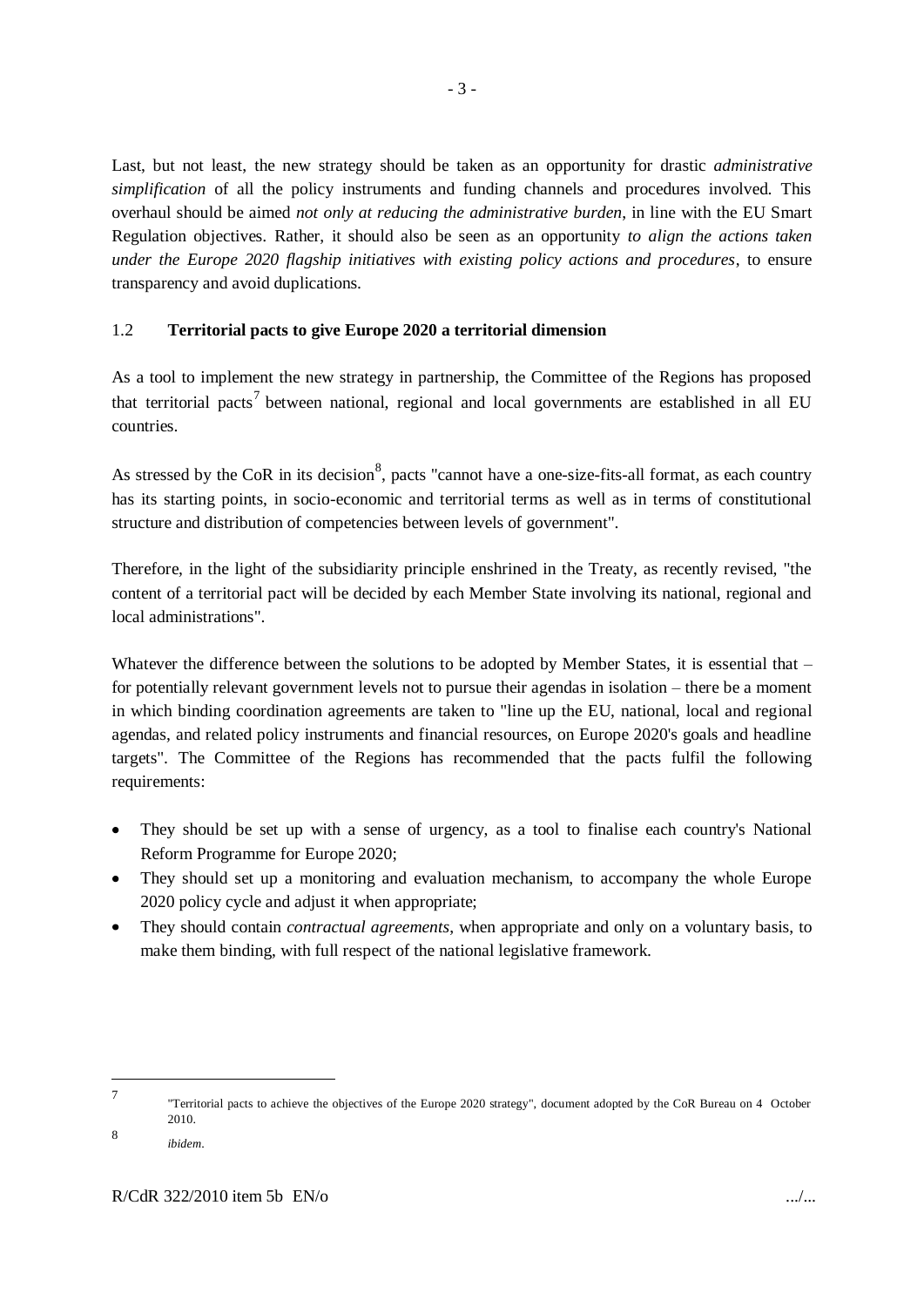Last, but not least, the new strategy should be taken as an opportunity for drastic *administrative simplification* of all the policy instruments and funding channels and procedures involved. This overhaul should be aimed *not only at reducing the administrative burden*, in line with the EU Smart Regulation objectives. Rather, it should also be seen as an opportunity *to align the actions taken under the Europe 2020 flagship initiatives with existing policy actions and procedures*, to ensure transparency and avoid duplications.

### 1.2 **Territorial pacts to give Europe 2020 a territorial dimension**

As a tool to implement the new strategy in partnership, the Committee of the Regions has proposed that territorial pacts[7] between national, regional and local governments are established in all EU countries.

As stressed by the CoR in its decision[8], pacts "cannot have a one-size-fits-all format, as each country has its starting points, in socio-economic and territorial terms as well as in terms of constitutional structure and distribution of competencies between levels of government".

Therefore, in the light of the subsidiarity principle enshrined in the Treaty, as recently revised, "the content of a territorial pact will be decided by each Member State involving its national, regional and local administrations".

Whatever the difference between the solutions to be adopted by Member States, it is essential that – for potentially relevant government levels not to pursue their agendas in isolation – there be a moment in which binding coordination agreements are taken to "line up the EU, national, local and regional agendas, and related policy instruments and financial resources, on Europe 2020's goals and headline targets". The Committee of the Regions has recommended that the pacts fulfil the following requirements:

- They should be set up with a sense of urgency, as a tool to finalise each country's National Reform Programme for Europe 2020;
- They should set up a monitoring and evaluation mechanism, to accompany the whole Europe 2020 policy cycle and adjust it when appropriate;
- They should contain *contractual agreements*, when appropriate and only on a voluntary basis, to make them binding, with full respect of the national legislative framework.

---

[7] "Territorial pacts to achieve the objectives of the Europe 2020 strategy", document adopted by the CoR Bureau on 4 October 2010.

[8] *ibidem*.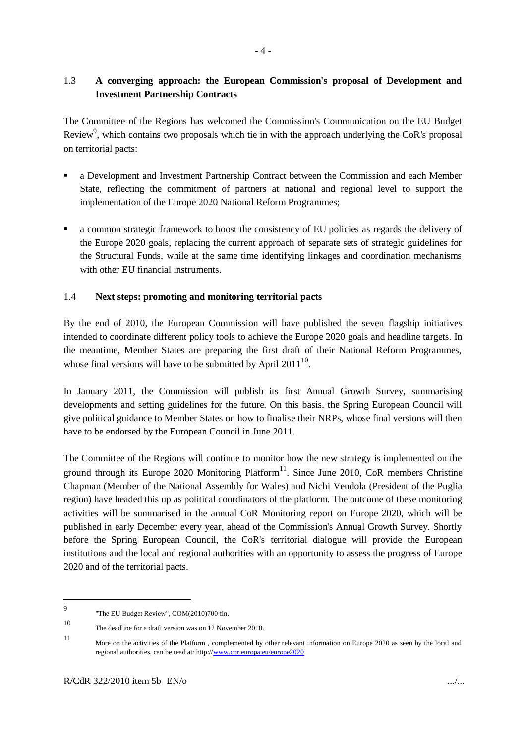### 1.3 A converging approach: the European Commission's proposal of Development and Investment Partnership Contracts

The Committee of the Regions has welcomed the Commission's Communication on the EU Budget Review[9], which contains two proposals which tie in with the approach underlying the CoR's proposal on territorial pacts:

- a Development and Investment Partnership Contract between the Commission and each Member State, reflecting the commitment of partners at national and regional level to support the implementation of the Europe 2020 National Reform Programmes;
- a common strategic framework to boost the consistency of EU policies as regards the delivery of the Europe 2020 goals, replacing the current approach of separate sets of strategic guidelines for the Structural Funds, while at the same time identifying linkages and coordination mechanisms with other EU financial instruments.

### 1.4 Next steps: promoting and monitoring territorial pacts

By the end of 2010, the European Commission will have published the seven flagship initiatives intended to coordinate different policy tools to achieve the Europe 2020 goals and headline targets. In the meantime, Member States are preparing the first draft of their National Reform Programmes, whose final versions will have to be submitted by April 2011[10].

In January 2011, the Commission will publish its first Annual Growth Survey, summarising developments and setting guidelines for the future. On this basis, the Spring European Council will give political guidance to Member States on how to finalise their NRPs, whose final versions will then have to be endorsed by the European Council in June 2011.

The Committee of the Regions will continue to monitor how the new strategy is implemented on the ground through its Europe 2020 Monitoring Platform[11]. Since June 2010, CoR members Christine Chapman (Member of the National Assembly for Wales) and Nichi Vendola (President of the Puglia region) have headed this up as political coordinators of the platform. The outcome of these monitoring activities will be summarised in the annual CoR Monitoring report on Europe 2020, which will be published in early December every year, ahead of the Commission's Annual Growth Survey. Shortly before the Spring European Council, the CoR's territorial dialogue will provide the European institutions and the local and regional authorities with an opportunity to assess the progress of Europe 2020 and of the territorial pacts.

---

[9] "The EU Budget Review", COM(2010)700 fin.

[10] The deadline for a draft version was on 12 November 2010.

[11] More on the activities of the Platform , complemented by other relevant information on Europe 2020 as seen by the local and regional authorities, can be read at: http://www.cor.europa.eu/europe2020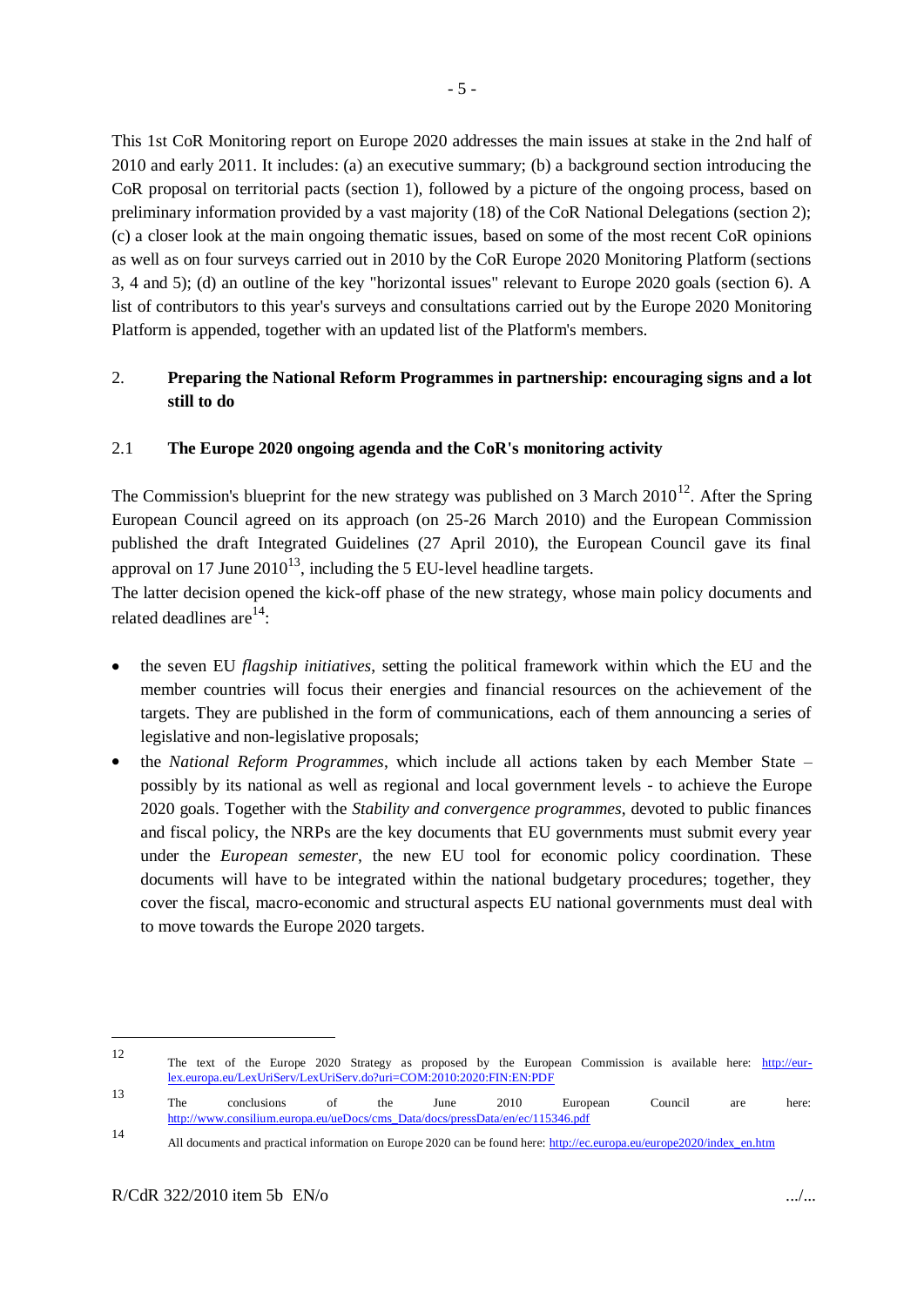This 1st CoR Monitoring report on Europe 2020 addresses the main issues at stake in the 2nd half of 2010 and early 2011. It includes: (a) an executive summary; (b) a background section introducing the CoR proposal on territorial pacts (section 1), followed by a picture of the ongoing process, based on preliminary information provided by a vast majority (18) of the CoR National Delegations (section 2); (c) a closer look at the main ongoing thematic issues, based on some of the most recent CoR opinions as well as on four surveys carried out in 2010 by the CoR Europe 2020 Monitoring Platform (sections 3, 4 and 5); (d) an outline of the key "horizontal issues" relevant to Europe 2020 goals (section 6). A list of contributors to this year's surveys and consultations carried out by the Europe 2020 Monitoring Platform is appended, together with an updated list of the Platform's members.

## 2. Preparing the National Reform Programmes in partnership: encouraging signs and a lot still to do

### 2.1 The Europe 2020 ongoing agenda and the CoR's monitoring activity

The Commission's blueprint for the new strategy was published on 3 March 2010[12]. After the Spring European Council agreed on its approach (on 25-26 March 2010) and the European Commission published the draft Integrated Guidelines (27 April 2010), the European Council gave its final approval on 17 June 2010[13], including the 5 EU-level headline targets.

The latter decision opened the kick-off phase of the new strategy, whose main policy documents and related deadlines are[14]:

- the seven EU *flagship initiatives*, setting the political framework within which the EU and the member countries will focus their energies and financial resources on the achievement of the targets. They are published in the form of communications, each of them announcing a series of legislative and non-legislative proposals;
- the *National Reform Programmes*, which include all actions taken by each Member State – possibly by its national as well as regional and local government levels - to achieve the Europe 2020 goals. Together with the *Stability and convergence programmes*, devoted to public finances and fiscal policy, the NRPs are the key documents that EU governments must submit every year under the *European semester*, the new EU tool for economic policy coordination. These documents will have to be integrated within the national budgetary procedures; together, they cover the fiscal, macro-economic and structural aspects EU national governments must deal with to move towards the Europe 2020 targets.

---

12 The text of the Europe 2020 Strategy as proposed by the European Commission is available here: http://eur-lex.europa.eu/LexUriServ/LexUriServ.do?uri=COM:2010:2020:FIN:EN:PDF

13 The conclusions of the June 2010 European Council are here: http://www.consilium.europa.eu/ueDocs/cms_Data/docs/pressData/en/ec/115346.pdf

14 All documents and practical information on Europe 2020 can be found here: http://ec.europa.eu/europe2020/index_en.htm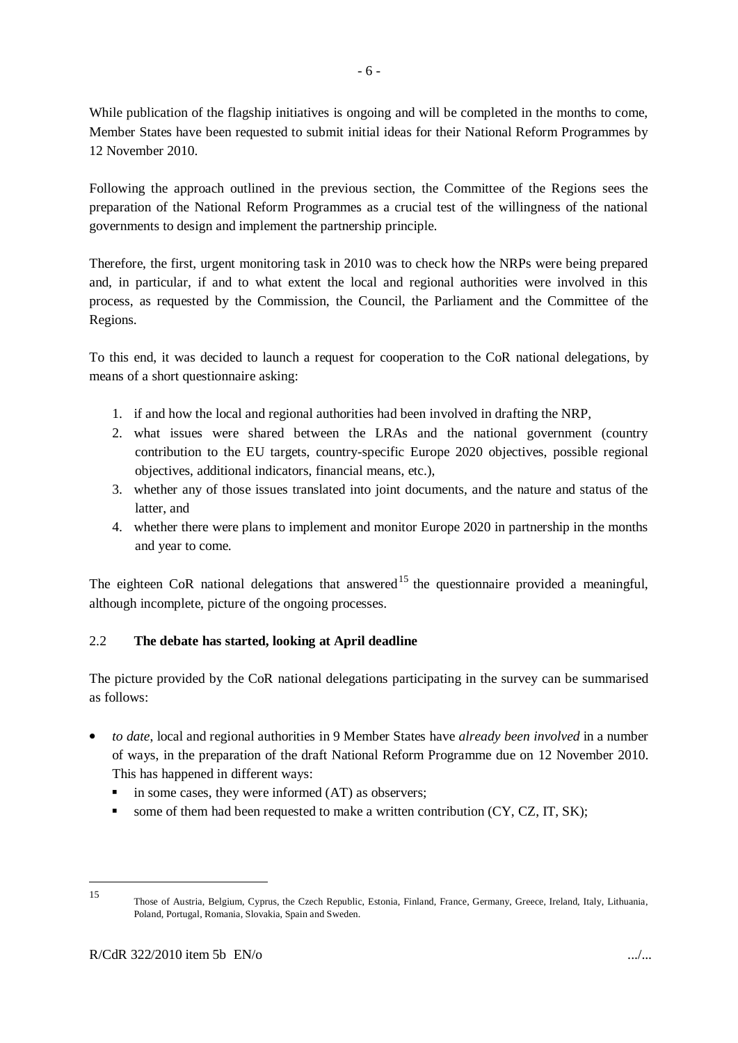While publication of the flagship initiatives is ongoing and will be completed in the months to come, Member States have been requested to submit initial ideas for their National Reform Programmes by 12 November 2010.

Following the approach outlined in the previous section, the Committee of the Regions sees the preparation of the National Reform Programmes as a crucial test of the willingness of the national governments to design and implement the partnership principle.

Therefore, the first, urgent monitoring task in 2010 was to check how the NRPs were being prepared and, in particular, if and to what extent the local and regional authorities were involved in this process, as requested by the Commission, the Council, the Parliament and the Committee of the Regions.

To this end, it was decided to launch a request for cooperation to the CoR national delegations, by means of a short questionnaire asking:

1. if and how the local and regional authorities had been involved in drafting the NRP,
2. what issues were shared between the LRAs and the national government (country contribution to the EU targets, country-specific Europe 2020 objectives, possible regional objectives, additional indicators, financial means, etc.),
3. whether any of those issues translated into joint documents, and the nature and status of the latter, and
4. whether there were plans to implement and monitor Europe 2020 in partnership in the months and year to come.

The eighteen CoR national delegations that answered[15] the questionnaire provided a meaningful, although incomplete, picture of the ongoing processes.

## 2.2 **The debate has started, looking at April deadline**

The picture provided by the CoR national delegations participating in the survey can be summarised as follows:

- *to date*, local and regional authorities in 9 Member States have *already been involved* in a number of ways, in the preparation of the draft National Reform Programme due on 12 November 2010. This has happened in different ways:
  - in some cases, they were informed (AT) as observers;
  - some of them had been requested to make a written contribution (CY, CZ, IT, SK);

---

[15] Those of Austria, Belgium, Cyprus, the Czech Republic, Estonia, Finland, France, Germany, Greece, Ireland, Italy, Lithuania, Poland, Portugal, Romania, Slovakia, Spain and Sweden.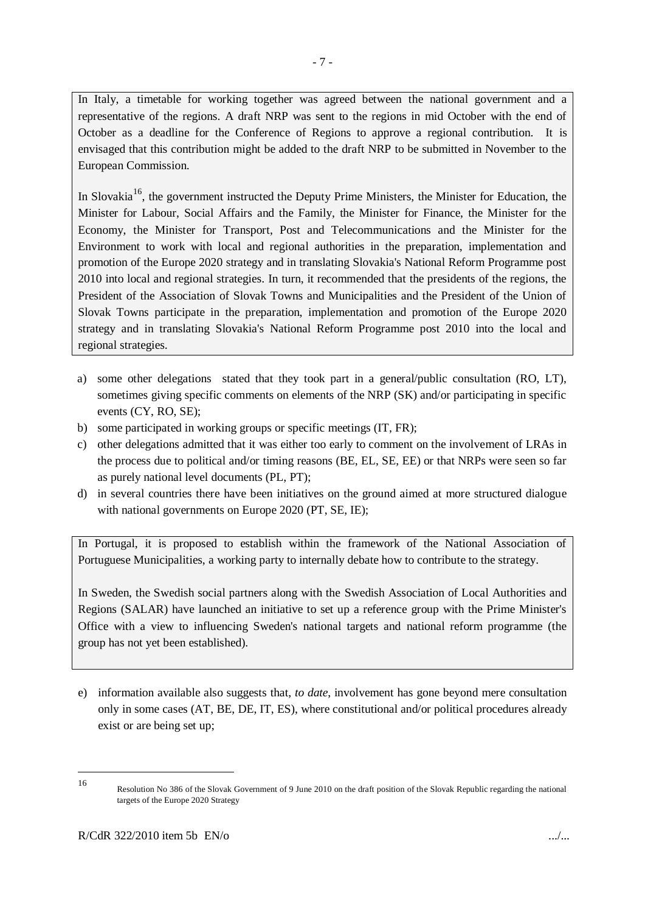In Italy, a timetable for working together was agreed between the national government and a representative of the regions. A draft NRP was sent to the regions in mid October with the end of October as a deadline for the Conference of Regions to approve a regional contribution. It is envisaged that this contribution might be added to the draft NRP to be submitted in November to the European Commission.

In Slovakia[16], the government instructed the Deputy Prime Ministers, the Minister for Education, the Minister for Labour, Social Affairs and the Family, the Minister for Finance, the Minister for the Economy, the Minister for Transport, Post and Telecommunications and the Minister for the Environment to work with local and regional authorities in the preparation, implementation and promotion of the Europe 2020 strategy and in translating Slovakia's National Reform Programme post 2010 into local and regional strategies. In turn, it recommended that the presidents of the regions, the President of the Association of Slovak Towns and Municipalities and the President of the Union of Slovak Towns participate in the preparation, implementation and promotion of the Europe 2020 strategy and in translating Slovakia's National Reform Programme post 2010 into the local and regional strategies.

a) some other delegations stated that they took part in a general/public consultation (RO, LT), sometimes giving specific comments on elements of the NRP (SK) and/or participating in specific events (CY, RO, SE);
b) some participated in working groups or specific meetings (IT, FR);
c) other delegations admitted that it was either too early to comment on the involvement of LRAs in the process due to political and/or timing reasons (BE, EL, SE, EE) or that NRPs were seen so far as purely national level documents (PL, PT);
d) in several countries there have been initiatives on the ground aimed at more structured dialogue with national governments on Europe 2020 (PT, SE, IE);

In Portugal, it is proposed to establish within the framework of the National Association of Portuguese Municipalities, a working party to internally debate how to contribute to the strategy.

In Sweden, the Swedish social partners along with the Swedish Association of Local Authorities and Regions (SALAR) have launched an initiative to set up a reference group with the Prime Minister's Office with a view to influencing Sweden's national targets and national reform programme (the group has not yet been established).

e) information available also suggests that, *to date*, involvement has gone beyond mere consultation only in some cases (AT, BE, DE, IT, ES), where constitutional and/or political procedures already exist or are being set up;

---

[16] Resolution No 386 of the Slovak Government of 9 June 2010 on the draft position of the Slovak Republic regarding the national targets of the Europe 2020 Strategy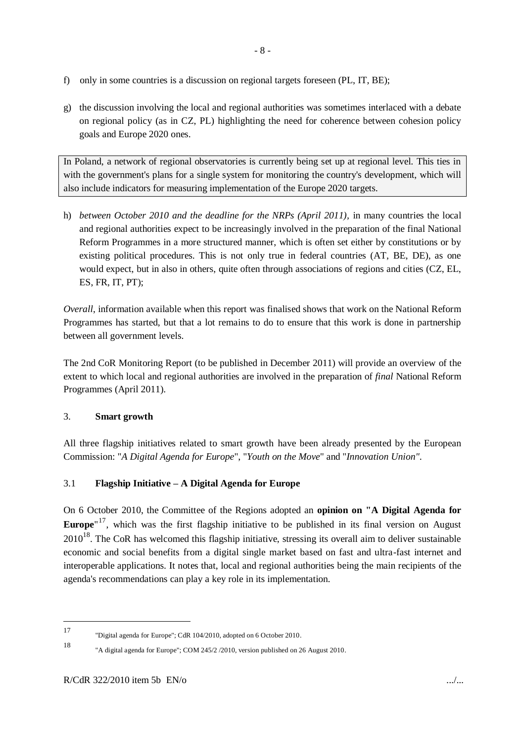f) only in some countries is a discussion on regional targets foreseen (PL, IT, BE);

g) the discussion involving the local and regional authorities was sometimes interlaced with a debate on regional policy (as in CZ, PL) highlighting the need for coherence between cohesion policy goals and Europe 2020 ones.

In Poland, a network of regional observatories is currently being set up at regional level. This ties in with the government's plans for a single system for monitoring the country's development, which will also include indicators for measuring implementation of the Europe 2020 targets.

h) *between October 2010 and the deadline for the NRPs (April 2011)*, in many countries the local and regional authorities expect to be increasingly involved in the preparation of the final National Reform Programmes in a more structured manner, which is often set either by constitutions or by existing political procedures. This is not only true in federal countries (AT, BE, DE), as one would expect, but in also in others, quite often through associations of regions and cities (CZ, EL, ES, FR, IT, PT);

*Overall*, information available when this report was finalised shows that work on the National Reform Programmes has started, but that a lot remains to do to ensure that this work is done in partnership between all government levels.

The 2nd CoR Monitoring Report (to be published in December 2011) will provide an overview of the extent to which local and regional authorities are involved in the preparation of *final* National Reform Programmes (April 2011).

## 3. Smart growth

All three flagship initiatives related to smart growth have been already presented by the European Commission: "*A Digital Agenda for Europe*", "*Youth on the Move*" and "*Innovation Union"*.

### 3.1 Flagship Initiative – A Digital Agenda for Europe

On 6 October 2010, the Committee of the Regions adopted an **opinion on "A Digital Agenda for Europe**"[17], which was the first flagship initiative to be published in its final version on August 2010[18]. The CoR has welcomed this flagship initiative, stressing its overall aim to deliver sustainable economic and social benefits from a digital single market based on fast and ultra-fast internet and interoperable applications. It notes that, local and regional authorities being the main recipients of the agenda's recommendations can play a key role in its implementation.

---

[17] "Digital agenda for Europe"; CdR 104/2010, adopted on 6 October 2010.

[18] "A digital agenda for Europe"; COM 245/2 /2010, version published on 26 August 2010.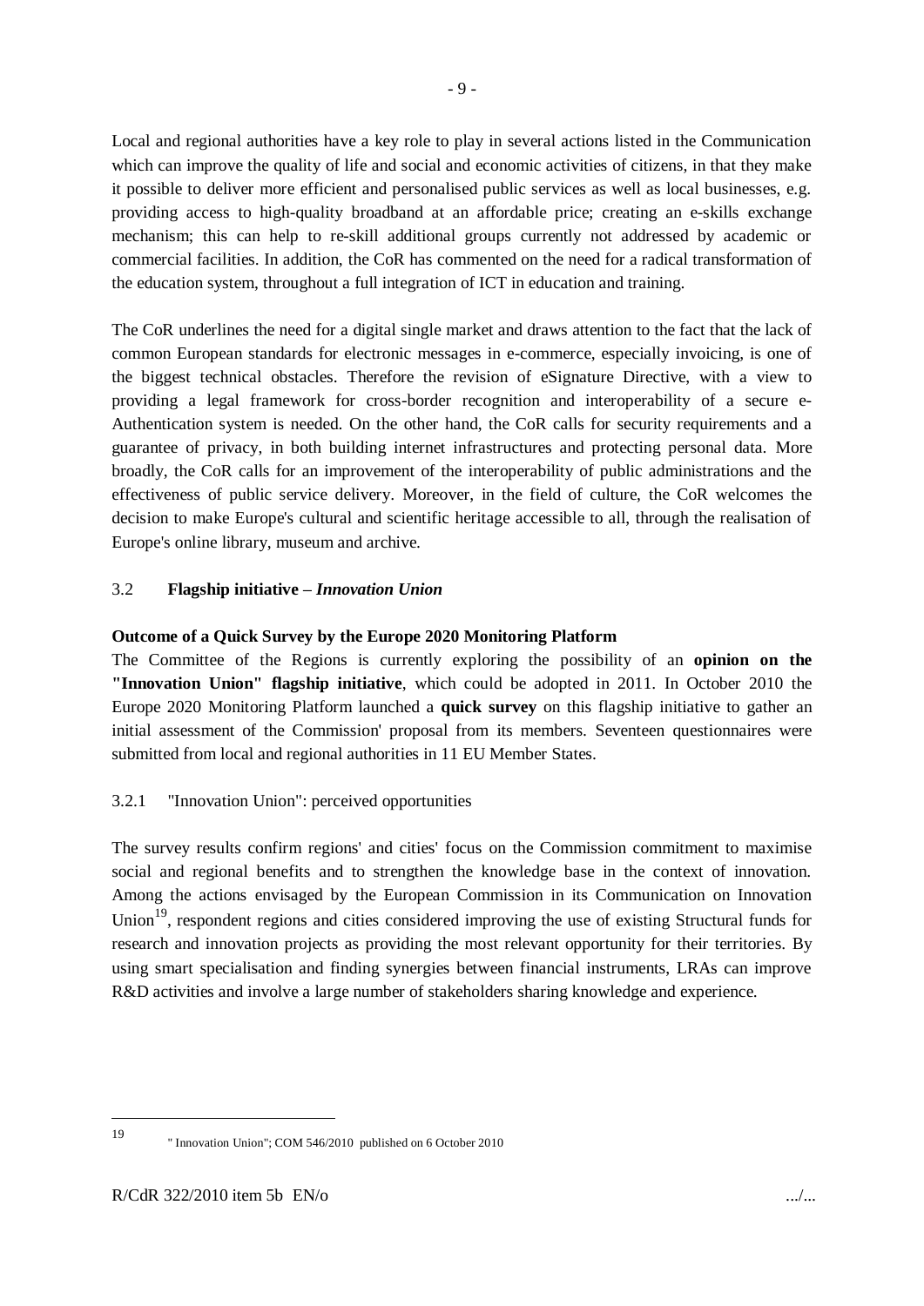Local and regional authorities have a key role to play in several actions listed in the Communication which can improve the quality of life and social and economic activities of citizens, in that they make it possible to deliver more efficient and personalised public services as well as local businesses, e.g. providing access to high-quality broadband at an affordable price; creating an e-skills exchange mechanism; this can help to re-skill additional groups currently not addressed by academic or commercial facilities. In addition, the CoR has commented on the need for a radical transformation of the education system, throughout a full integration of ICT in education and training.

The CoR underlines the need for a digital single market and draws attention to the fact that the lack of common European standards for electronic messages in e-commerce, especially invoicing, is one of the biggest technical obstacles. Therefore the revision of eSignature Directive, with a view to providing a legal framework for cross-border recognition and interoperability of a secure e-Authentication system is needed. On the other hand, the CoR calls for security requirements and a guarantee of privacy, in both building internet infrastructures and protecting personal data. More broadly, the CoR calls for an improvement of the interoperability of public administrations and the effectiveness of public service delivery. Moreover, in the field of culture, the CoR welcomes the decision to make Europe's cultural and scientific heritage accessible to all, through the realisation of Europe's online library, museum and archive.

### 3.2 **Flagship initiative –** ***Innovation Union***

**Outcome of a Quick Survey by the Europe 2020 Monitoring Platform**

The Committee of the Regions is currently exploring the possibility of an **opinion on the "Innovation Union" flagship initiative**, which could be adopted in 2011. In October 2010 the Europe 2020 Monitoring Platform launched a **quick survey** on this flagship initiative to gather an initial assessment of the Commission' proposal from its members. Seventeen questionnaires were submitted from local and regional authorities in 11 EU Member States.

#### 3.2.1 "Innovation Union": perceived opportunities

The survey results confirm regions' and cities' focus on the Commission commitment to maximise social and regional benefits and to strengthen the knowledge base in the context of innovation. Among the actions envisaged by the European Commission in its Communication on Innovation Union[19], respondent regions and cities considered improving the use of existing Structural funds for research and innovation projects as providing the most relevant opportunity for their territories. By using smart specialisation and finding synergies between financial instruments, LRAs can improve R&D activities and involve a large number of stakeholders sharing knowledge and experience.

---

19 " Innovation Union"; COM 546/2010 published on 6 October 2010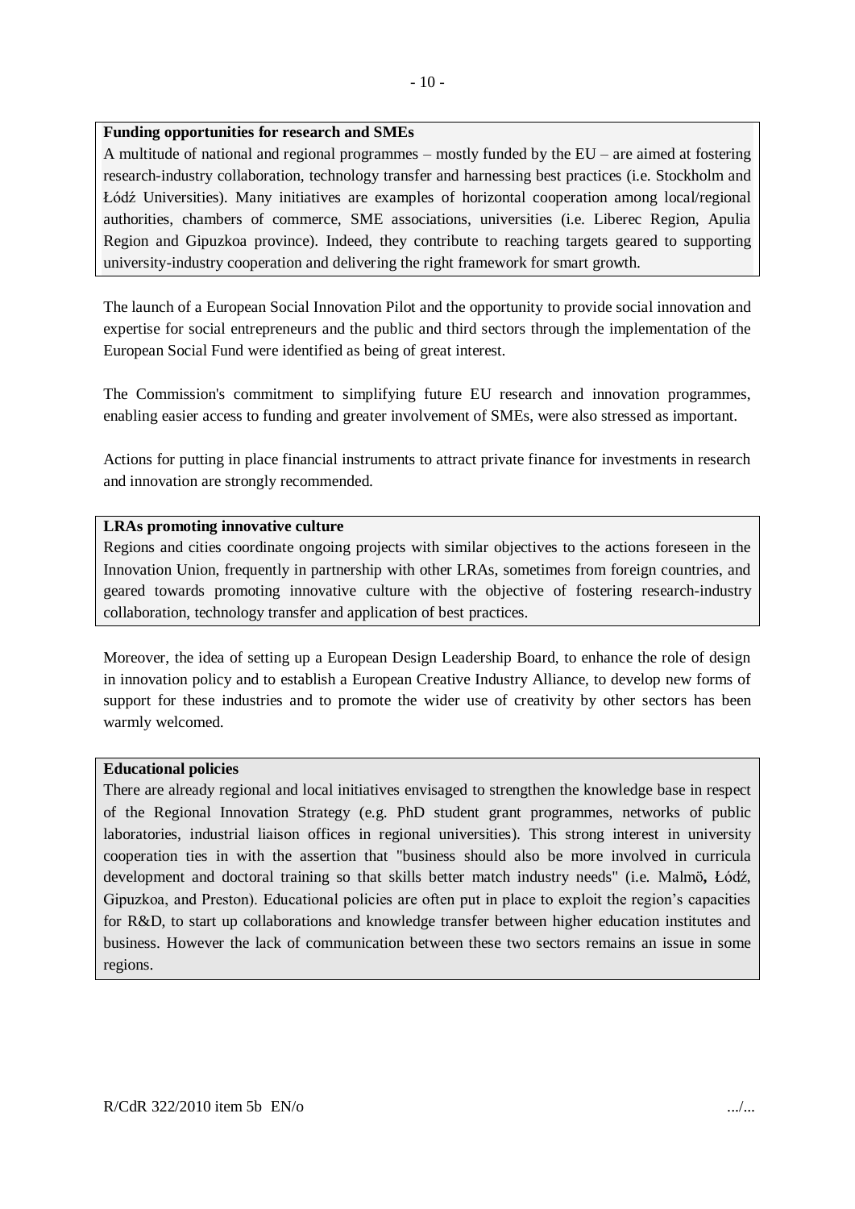**Funding opportunities for research and SMEs**

A multitude of national and regional programmes – mostly funded by the EU – are aimed at fostering research-industry collaboration, technology transfer and harnessing best practices (i.e. Stockholm and Łódź Universities). Many initiatives are examples of horizontal cooperation among local/regional authorities, chambers of commerce, SME associations, universities (i.e. Liberec Region, Apulia Region and Gipuzkoa province). Indeed, they contribute to reaching targets geared to supporting university-industry cooperation and delivering the right framework for smart growth.

The launch of a European Social Innovation Pilot and the opportunity to provide social innovation and expertise for social entrepreneurs and the public and third sectors through the implementation of the European Social Fund were identified as being of great interest.

The Commission's commitment to simplifying future EU research and innovation programmes, enabling easier access to funding and greater involvement of SMEs, were also stressed as important.

Actions for putting in place financial instruments to attract private finance for investments in research and innovation are strongly recommended.

**LRAs promoting innovative culture**

Regions and cities coordinate ongoing projects with similar objectives to the actions foreseen in the Innovation Union, frequently in partnership with other LRAs, sometimes from foreign countries, and geared towards promoting innovative culture with the objective of fostering research-industry collaboration, technology transfer and application of best practices.

Moreover, the idea of setting up a European Design Leadership Board, to enhance the role of design in innovation policy and to establish a European Creative Industry Alliance, to develop new forms of support for these industries and to promote the wider use of creativity by other sectors has been warmly welcomed.

**Educational policies**

There are already regional and local initiatives envisaged to strengthen the knowledge base in respect of the Regional Innovation Strategy (e.g. PhD student grant programmes, networks of public laboratories, industrial liaison offices in regional universities). This strong interest in university cooperation ties in with the assertion that "business should also be more involved in curricula development and doctoral training so that skills better match industry needs" (i.e. Malmö, Łódź, Gipuzkoa, and Preston). Educational policies are often put in place to exploit the region's capacities for R&D, to start up collaborations and knowledge transfer between higher education institutes and business. However the lack of communication between these two sectors remains an issue in some regions.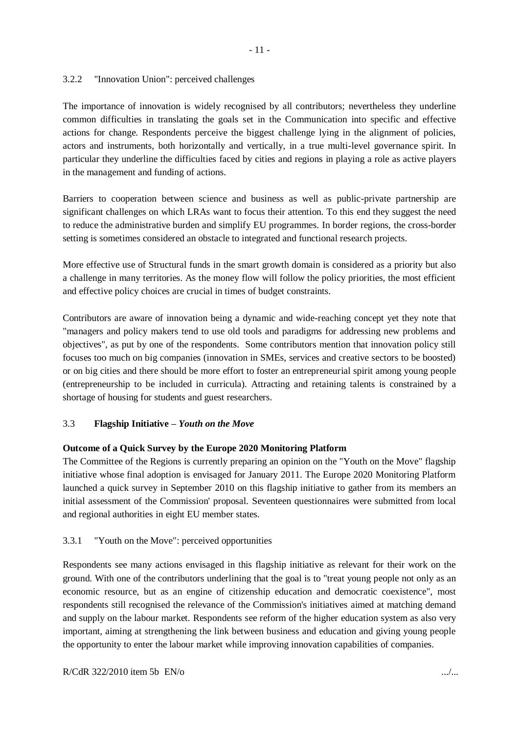### 3.2.2 "Innovation Union": perceived challenges

The importance of innovation is widely recognised by all contributors; nevertheless they underline common difficulties in translating the goals set in the Communication into specific and effective actions for change. Respondents perceive the biggest challenge lying in the alignment of policies, actors and instruments, both horizontally and vertically, in a true multi-level governance spirit. In particular they underline the difficulties faced by cities and regions in playing a role as active players in the management and funding of actions.

Barriers to cooperation between science and business as well as public-private partnership are significant challenges on which LRAs want to focus their attention. To this end they suggest the need to reduce the administrative burden and simplify EU programmes. In border regions, the cross-border setting is sometimes considered an obstacle to integrated and functional research projects.

More effective use of Structural funds in the smart growth domain is considered as a priority but also a challenge in many territories. As the money flow will follow the policy priorities, the most efficient and effective policy choices are crucial in times of budget constraints.

Contributors are aware of innovation being a dynamic and wide-reaching concept yet they note that "managers and policy makers tend to use old tools and paradigms for addressing new problems and objectives", as put by one of the respondents. Some contributors mention that innovation policy still focuses too much on big companies (innovation in SMEs, services and creative sectors to be boosted) or on big cities and there should be more effort to foster an entrepreneurial spirit among young people (entrepreneurship to be included in curricula). Attracting and retaining talents is constrained by a shortage of housing for students and guest researchers.

## 3.3 **Flagship Initiative –** ***Youth on the Move***

**Outcome of a Quick Survey by the Europe 2020 Monitoring Platform**

The Committee of the Regions is currently preparing an opinion on the "Youth on the Move" flagship initiative whose final adoption is envisaged for January 2011. The Europe 2020 Monitoring Platform launched a quick survey in September 2010 on this flagship initiative to gather from its members an initial assessment of the Commission' proposal. Seventeen questionnaires were submitted from local and regional authorities in eight EU member states.

### 3.3.1 "Youth on the Move": perceived opportunities

Respondents see many actions envisaged in this flagship initiative as relevant for their work on the ground. With one of the contributors underlining that the goal is to "treat young people not only as an economic resource, but as an engine of citizenship education and democratic coexistence", most respondents still recognised the relevance of the Commission's initiatives aimed at matching demand and supply on the labour market. Respondents see reform of the higher education system as also very important, aiming at strengthening the link between business and education and giving young people the opportunity to enter the labour market while improving innovation capabilities of companies.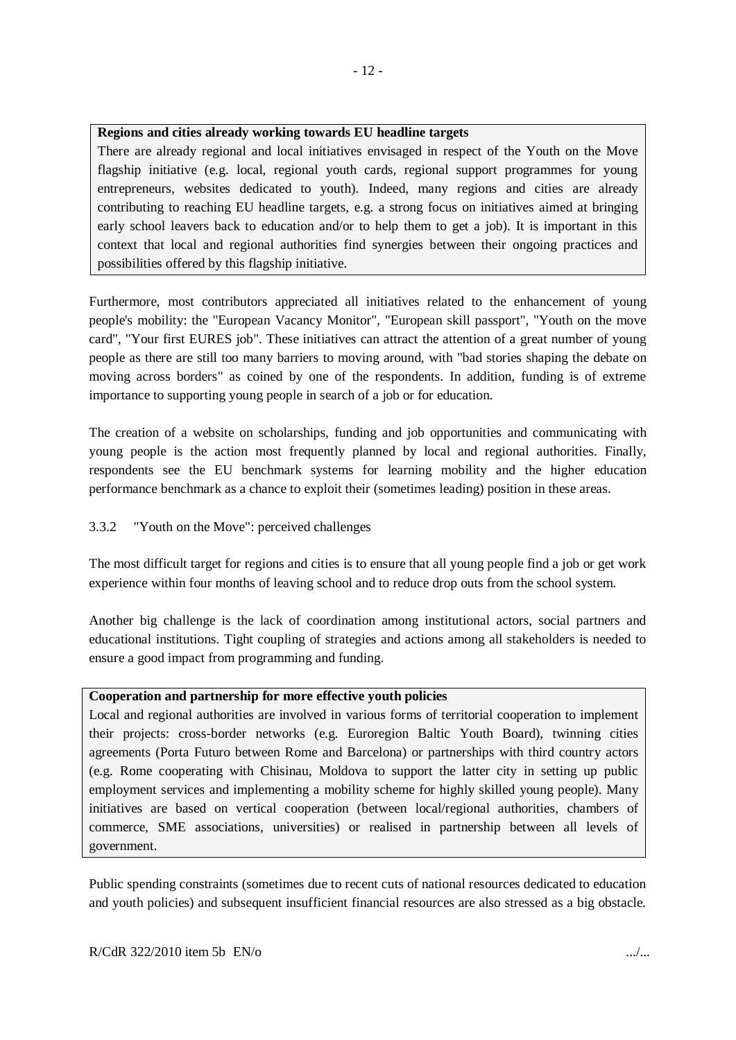**Regions and cities already working towards EU headline targets**

There are already regional and local initiatives envisaged in respect of the Youth on the Move flagship initiative (e.g. local, regional youth cards, regional support programmes for young entrepreneurs, websites dedicated to youth). Indeed, many regions and cities are already contributing to reaching EU headline targets, e.g. a strong focus on initiatives aimed at bringing early school leavers back to education and/or to help them to get a job). It is important in this context that local and regional authorities find synergies between their ongoing practices and possibilities offered by this flagship initiative.

Furthermore, most contributors appreciated all initiatives related to the enhancement of young people's mobility: the "European Vacancy Monitor", "European skill passport", "Youth on the move card", "Your first EURES job". These initiatives can attract the attention of a great number of young people as there are still too many barriers to moving around, with "bad stories shaping the debate on moving across borders" as coined by one of the respondents. In addition, funding is of extreme importance to supporting young people in search of a job or for education.

The creation of a website on scholarships, funding and job opportunities and communicating with young people is the action most frequently planned by local and regional authorities. Finally, respondents see the EU benchmark systems for learning mobility and the higher education performance benchmark as a chance to exploit their (sometimes leading) position in these areas.

### 3.3.2 "Youth on the Move": perceived challenges

The most difficult target for regions and cities is to ensure that all young people find a job or get work experience within four months of leaving school and to reduce drop outs from the school system.

Another big challenge is the lack of coordination among institutional actors, social partners and educational institutions. Tight coupling of strategies and actions among all stakeholders is needed to ensure a good impact from programming and funding.

**Cooperation and partnership for more effective youth policies**

Local and regional authorities are involved in various forms of territorial cooperation to implement their projects: cross-border networks (e.g. Euroregion Baltic Youth Board), twinning cities agreements (Porta Futuro between Rome and Barcelona) or partnerships with third country actors (e.g. Rome cooperating with Chisinau, Moldova to support the latter city in setting up public employment services and implementing a mobility scheme for highly skilled young people). Many initiatives are based on vertical cooperation (between local/regional authorities, chambers of commerce, SME associations, universities) or realised in partnership between all levels of government.

Public spending constraints (sometimes due to recent cuts of national resources dedicated to education and youth policies) and subsequent insufficient financial resources are also stressed as a big obstacle.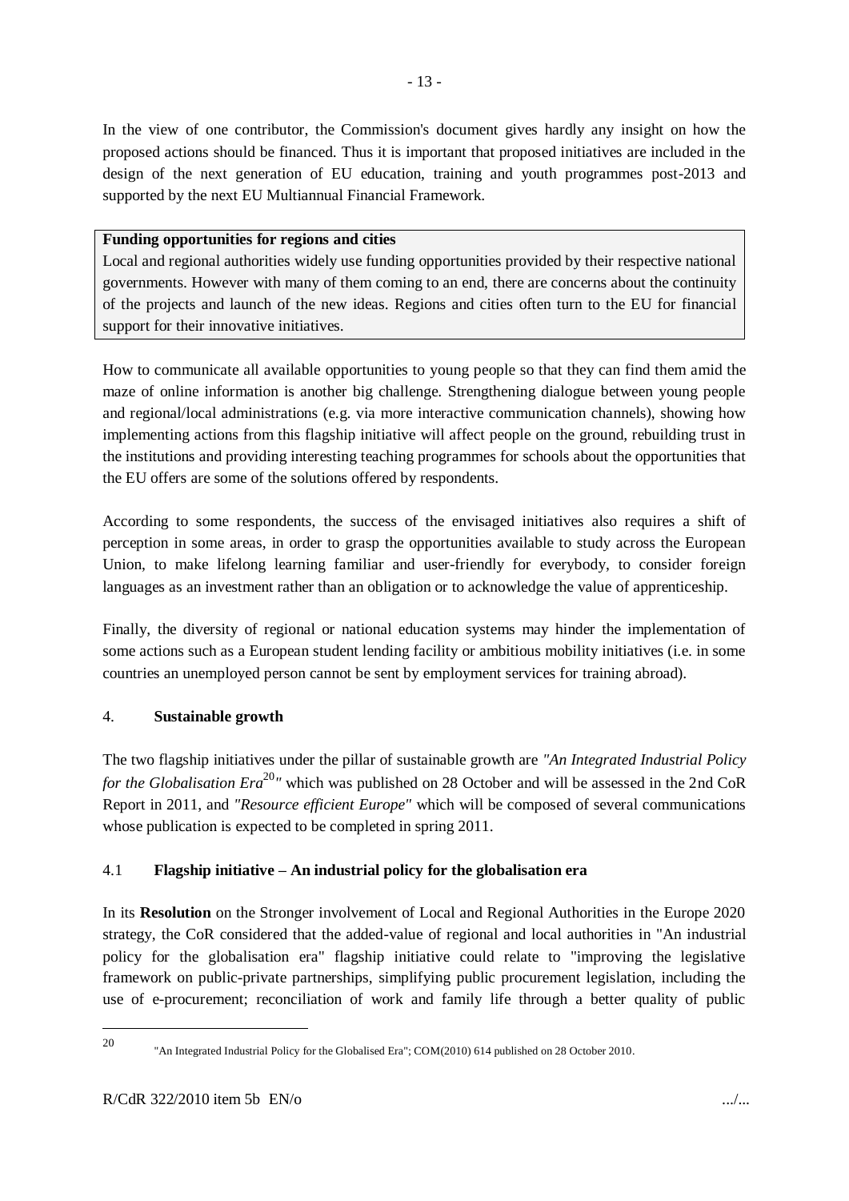In the view of one contributor, the Commission's document gives hardly any insight on how the proposed actions should be financed. Thus it is important that proposed initiatives are included in the design of the next generation of EU education, training and youth programmes post-2013 and supported by the next EU Multiannual Financial Framework.

> **Funding opportunities for regions and cities**
> Local and regional authorities widely use funding opportunities provided by their respective national governments. However with many of them coming to an end, there are concerns about the continuity of the projects and launch of the new ideas. Regions and cities often turn to the EU for financial support for their innovative initiatives.

How to communicate all available opportunities to young people so that they can find them amid the maze of online information is another big challenge. Strengthening dialogue between young people and regional/local administrations (e.g. via more interactive communication channels), showing how implementing actions from this flagship initiative will affect people on the ground, rebuilding trust in the institutions and providing interesting teaching programmes for schools about the opportunities that the EU offers are some of the solutions offered by respondents.

According to some respondents, the success of the envisaged initiatives also requires a shift of perception in some areas, in order to grasp the opportunities available to study across the European Union, to make lifelong learning familiar and user-friendly for everybody, to consider foreign languages as an investment rather than an obligation or to acknowledge the value of apprenticeship.

Finally, the diversity of regional or national education systems may hinder the implementation of some actions such as a European student lending facility or ambitious mobility initiatives (i.e. in some countries an unemployed person cannot be sent by employment services for training abroad).

## 4. Sustainable growth

The two flagship initiatives under the pillar of sustainable growth are *"An Integrated Industrial Policy for the Globalisation Era*[20]*"* which was published on 28 October and will be assessed in the 2nd CoR Report in 2011, and *"Resource efficient Europe"* which will be composed of several communications whose publication is expected to be completed in spring 2011.

### 4.1 Flagship initiative – An industrial policy for the globalisation era

In its **Resolution** on the Stronger involvement of Local and Regional Authorities in the Europe 2020 strategy, the CoR considered that the added-value of regional and local authorities in "An industrial policy for the globalisation era" flagship initiative could relate to "improving the legislative framework on public-private partnerships, simplifying public procurement legislation, including the use of e-procurement; reconciliation of work and family life through a better quality of public

---

[20] "An Integrated Industrial Policy for the Globalised Era"; COM(2010) 614 published on 28 October 2010.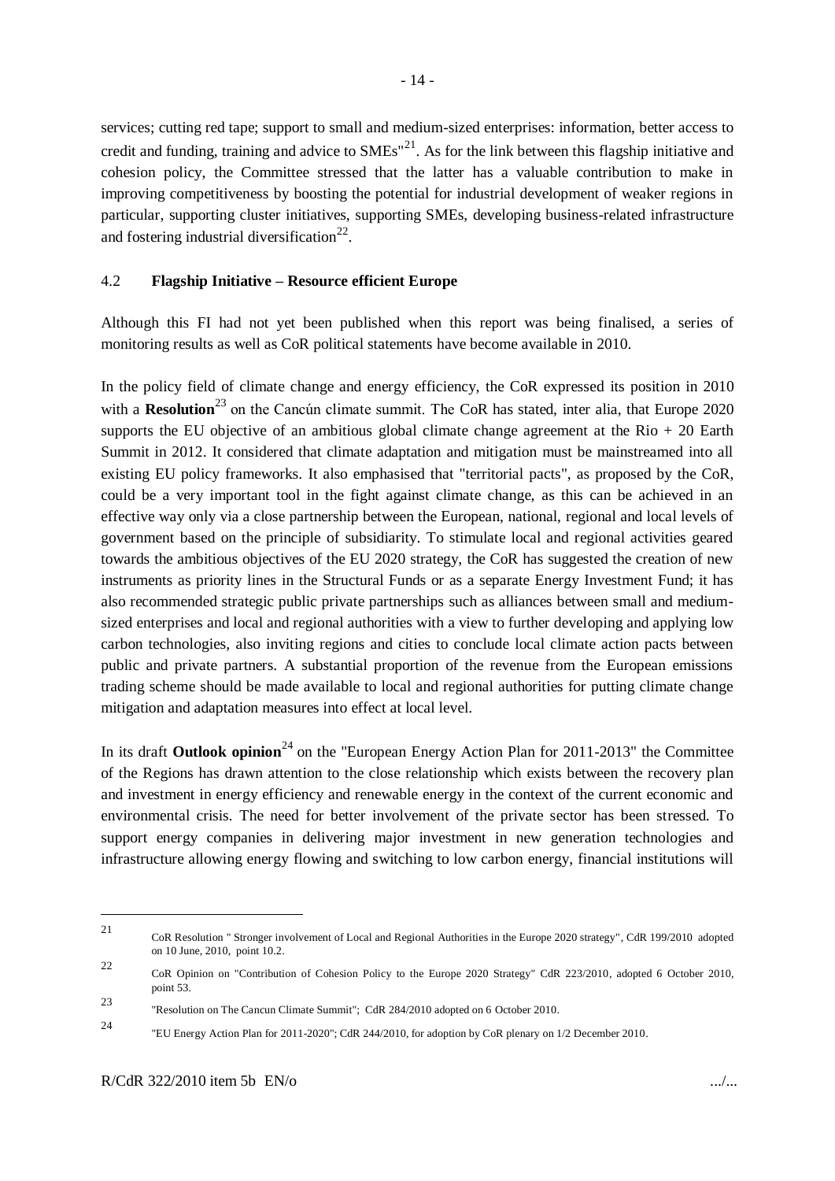services; cutting red tape; support to small and medium-sized enterprises: information, better access to credit and funding, training and advice to SMEs"[21]. As for the link between this flagship initiative and cohesion policy, the Committee stressed that the latter has a valuable contribution to make in improving competitiveness by boosting the potential for industrial development of weaker regions in particular, supporting cluster initiatives, supporting SMEs, developing business-related infrastructure and fostering industrial diversification[22].

## 4.2 Flagship Initiative – Resource efficient Europe

Although this FI had not yet been published when this report was being finalised, a series of monitoring results as well as CoR political statements have become available in 2010.

In the policy field of climate change and energy efficiency, the CoR expressed its position in 2010 with a **Resolution**[23] on the Cancún climate summit. The CoR has stated, inter alia, that Europe 2020 supports the EU objective of an ambitious global climate change agreement at the Rio + 20 Earth Summit in 2012. It considered that climate adaptation and mitigation must be mainstreamed into all existing EU policy frameworks. It also emphasised that "territorial pacts", as proposed by the CoR, could be a very important tool in the fight against climate change, as this can be achieved in an effective way only via a close partnership between the European, national, regional and local levels of government based on the principle of subsidiarity. To stimulate local and regional activities geared towards the ambitious objectives of the EU 2020 strategy, the CoR has suggested the creation of new instruments as priority lines in the Structural Funds or as a separate Energy Investment Fund; it has also recommended strategic public private partnerships such as alliances between small and medium-sized enterprises and local and regional authorities with a view to further developing and applying low carbon technologies, also inviting regions and cities to conclude local climate action pacts between public and private partners. A substantial proportion of the revenue from the European emissions trading scheme should be made available to local and regional authorities for putting climate change mitigation and adaptation measures into effect at local level.

In its draft **Outlook opinion**[24] on the "European Energy Action Plan for 2011-2013" the Committee of the Regions has drawn attention to the close relationship which exists between the recovery plan and investment in energy efficiency and renewable energy in the context of the current economic and environmental crisis. The need for better involvement of the private sector has been stressed. To support energy companies in delivering major investment in new generation technologies and infrastructure allowing energy flowing and switching to low carbon energy, financial institutions will

---

[21] CoR Resolution " Stronger involvement of Local and Regional Authorities in the Europe 2020 strategy", CdR 199/2010 adopted on 10 June, 2010, point 10.2.

[22] CoR Opinion on "Contribution of Cohesion Policy to the Europe 2020 Strategy" CdR 223/2010, adopted 6 October 2010, point 53.

[23] "Resolution on The Cancun Climate Summit"; CdR 284/2010 adopted on 6 October 2010.

[24] "EU Energy Action Plan for 2011-2020"; CdR 244/2010, for adoption by CoR plenary on 1/2 December 2010.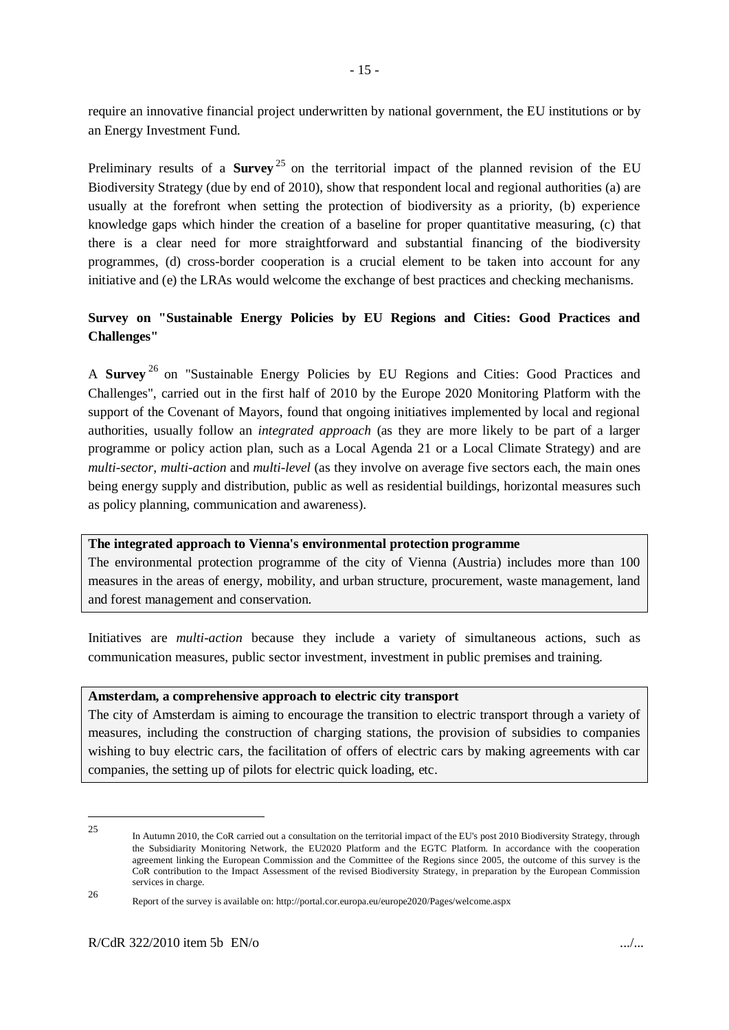require an innovative financial project underwritten by national government, the EU institutions or by an Energy Investment Fund.

Preliminary results of a **Survey**[25] on the territorial impact of the planned revision of the EU Biodiversity Strategy (due by end of 2010), show that respondent local and regional authorities (a) are usually at the forefront when setting the protection of biodiversity as a priority, (b) experience knowledge gaps which hinder the creation of a baseline for proper quantitative measuring, (c) that there is a clear need for more straightforward and substantial financing of the biodiversity programmes, (d) cross-border cooperation is a crucial element to be taken into account for any initiative and (e) the LRAs would welcome the exchange of best practices and checking mechanisms.

**Survey on "Sustainable Energy Policies by EU Regions and Cities: Good Practices and Challenges"**

A **Survey**[26] on "Sustainable Energy Policies by EU Regions and Cities: Good Practices and Challenges", carried out in the first half of 2010 by the Europe 2020 Monitoring Platform with the support of the Covenant of Mayors, found that ongoing initiatives implemented by local and regional authorities, usually follow an *integrated approach* (as they are more likely to be part of a larger programme or policy action plan, such as a Local Agenda 21 or a Local Climate Strategy) and are *multi-sector*, *multi-action* and *multi-level* (as they involve on average five sectors each, the main ones being energy supply and distribution, public as well as residential buildings, horizontal measures such as policy planning, communication and awareness).

**The integrated approach to Vienna's environmental protection programme**
The environmental protection programme of the city of Vienna (Austria) includes more than 100 measures in the areas of energy, mobility, and urban structure, procurement, waste management, land and forest management and conservation.

Initiatives are *multi-action* because they include a variety of simultaneous actions, such as communication measures, public sector investment, investment in public premises and training.

**Amsterdam, a comprehensive approach to electric city transport**
The city of Amsterdam is aiming to encourage the transition to electric transport through a variety of measures, including the construction of charging stations, the provision of subsidies to companies wishing to buy electric cars, the facilitation of offers of electric cars by making agreements with car companies, the setting up of pilots for electric quick loading, etc.

---

[25] In Autumn 2010, the CoR carried out a consultation on the territorial impact of the EU's post 2010 Biodiversity Strategy, through the Subsidiarity Monitoring Network, the EU2020 Platform and the EGTC Platform. In accordance with the cooperation agreement linking the European Commission and the Committee of the Regions since 2005, the outcome of this survey is the CoR contribution to the Impact Assessment of the revised Biodiversity Strategy, in preparation by the European Commission services in charge.

[26] Report of the survey is available on: http://portal.cor.europa.eu/europe2020/Pages/welcome.aspx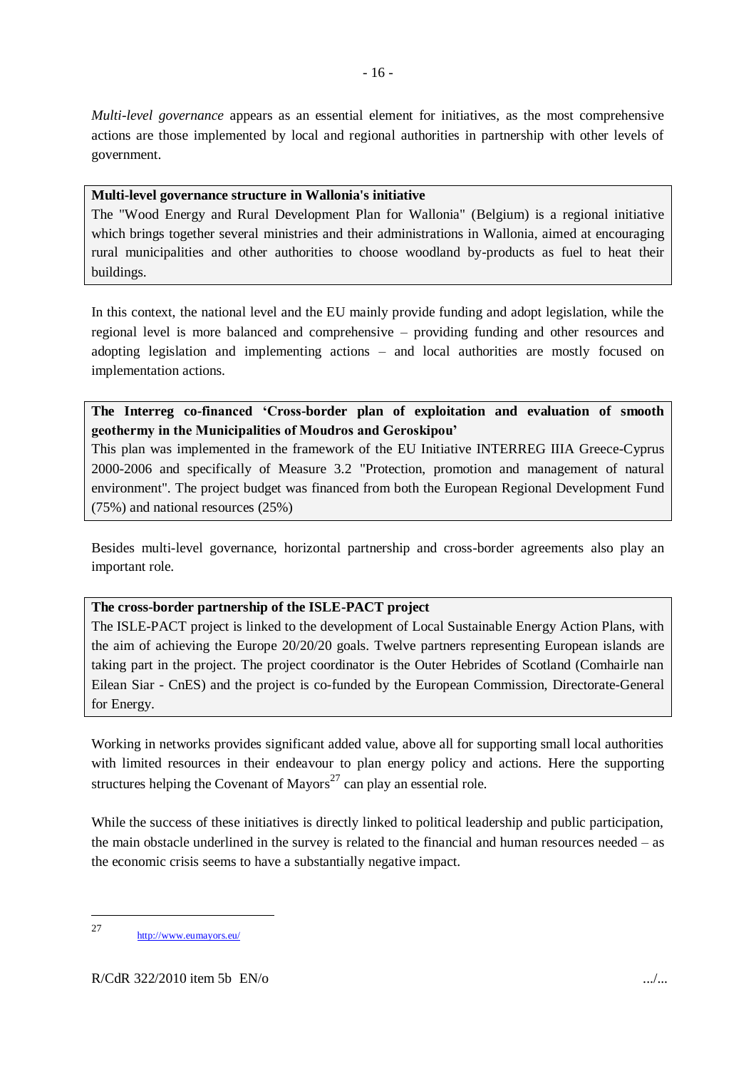*Multi-level governance* appears as an essential element for initiatives, as the most comprehensive actions are those implemented by local and regional authorities in partnership with other levels of government.

**Multi-level governance structure in Wallonia's initiative**

The "Wood Energy and Rural Development Plan for Wallonia" (Belgium) is a regional initiative which brings together several ministries and their administrations in Wallonia, aimed at encouraging rural municipalities and other authorities to choose woodland by-products as fuel to heat their buildings.

In this context, the national level and the EU mainly provide funding and adopt legislation, while the regional level is more balanced and comprehensive – providing funding and other resources and adopting legislation and implementing actions – and local authorities are mostly focused on implementation actions.

**The Interreg co-financed 'Cross-border plan of exploitation and evaluation of smooth geothermy in the Municipalities of Moudros and Geroskipou'**

This plan was implemented in the framework of the EU Initiative INTERREG IIIA Greece-Cyprus 2000-2006 and specifically of Measure 3.2 "Protection, promotion and management of natural environment". The project budget was financed from both the European Regional Development Fund (75%) and national resources (25%)

Besides multi-level governance, horizontal partnership and cross-border agreements also play an important role.

**The cross-border partnership of the ISLE-PACT project**

The ISLE-PACT project is linked to the development of Local Sustainable Energy Action Plans, with the aim of achieving the Europe 20/20/20 goals. Twelve partners representing European islands are taking part in the project. The project coordinator is the Outer Hebrides of Scotland (Comhairle nan Eilean Siar - CnES) and the project is co-funded by the European Commission, Directorate-General for Energy.

Working in networks provides significant added value, above all for supporting small local authorities with limited resources in their endeavour to plan energy policy and actions. Here the supporting structures helping the Covenant of Mayors[27] can play an essential role.

While the success of these initiatives is directly linked to political leadership and public participation, the main obstacle underlined in the survey is related to the financial and human resources needed – as the economic crisis seems to have a substantially negative impact.

---

[27] http://www.eumayors.eu/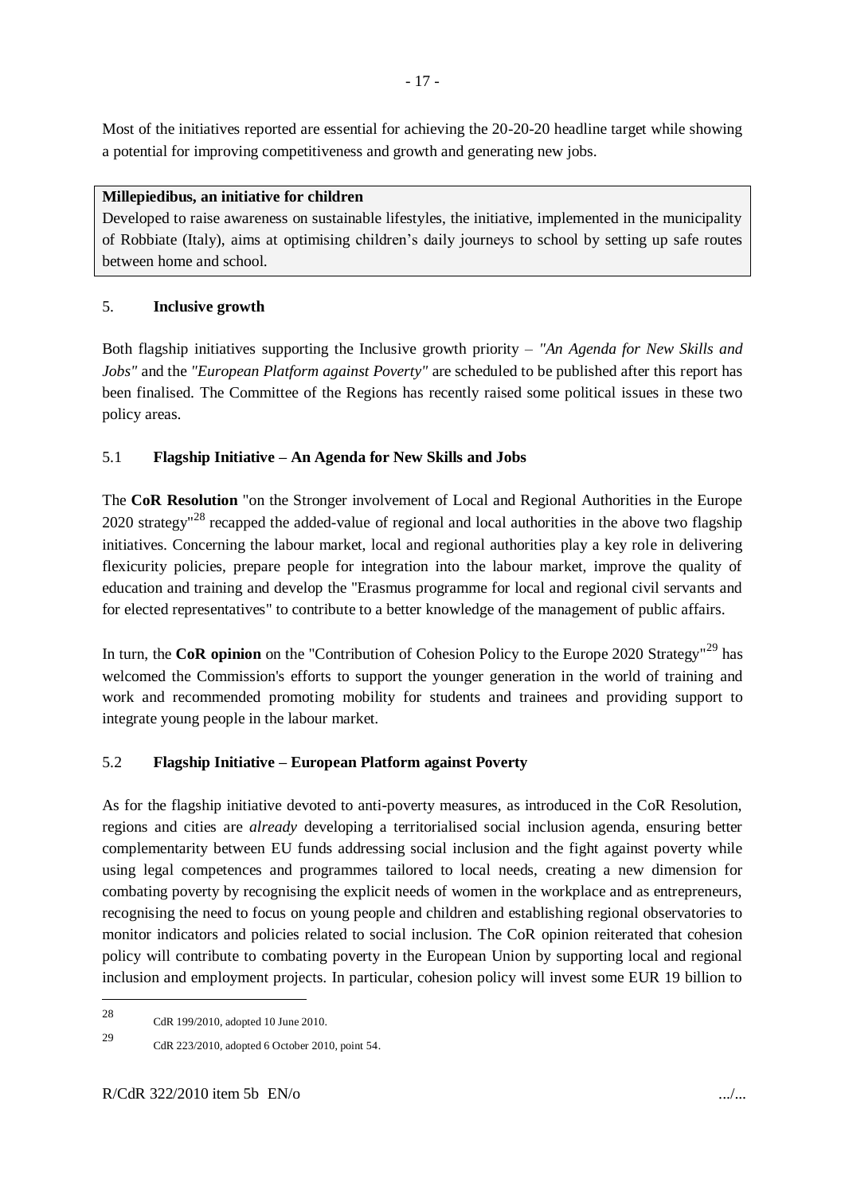Most of the initiatives reported are essential for achieving the 20-20-20 headline target while showing a potential for improving competitiveness and growth and generating new jobs.

**Millepiedibus, an initiative for children**
Developed to raise awareness on sustainable lifestyles, the initiative, implemented in the municipality of Robbiate (Italy), aims at optimising children's daily journeys to school by setting up safe routes between home and school.

## 5. **Inclusive growth**

Both flagship initiatives supporting the Inclusive growth priority – *"An Agenda for New Skills and Jobs"* and the *"European Platform against Poverty"* are scheduled to be published after this report has been finalised. The Committee of the Regions has recently raised some political issues in these two policy areas.

### 5.1 **Flagship Initiative – An Agenda for New Skills and Jobs**

The **CoR Resolution** "on the Stronger involvement of Local and Regional Authorities in the Europe 2020 strategy"[28] recapped the added-value of regional and local authorities in the above two flagship initiatives. Concerning the labour market, local and regional authorities play a key role in delivering flexicurity policies, prepare people for integration into the labour market, improve the quality of education and training and develop the "Erasmus programme for local and regional civil servants and for elected representatives" to contribute to a better knowledge of the management of public affairs.

In turn, the **CoR opinion** on the "Contribution of Cohesion Policy to the Europe 2020 Strategy"[29] has welcomed the Commission's efforts to support the younger generation in the world of training and work and recommended promoting mobility for students and trainees and providing support to integrate young people in the labour market.

### 5.2 **Flagship Initiative – European Platform against Poverty**

As for the flagship initiative devoted to anti-poverty measures, as introduced in the CoR Resolution, regions and cities are *already* developing a territorialised social inclusion agenda, ensuring better complementarity between EU funds addressing social inclusion and the fight against poverty while using legal competences and programmes tailored to local needs, creating a new dimension for combating poverty by recognising the explicit needs of women in the workplace and as entrepreneurs, recognising the need to focus on young people and children and establishing regional observatories to monitor indicators and policies related to social inclusion. The CoR opinion reiterated that cohesion policy will contribute to combating poverty in the European Union by supporting local and regional inclusion and employment projects. In particular, cohesion policy will invest some EUR 19 billion to

---

[28] CdR 199/2010, adopted 10 June 2010.

[29] CdR 223/2010, adopted 6 October 2010, point 54.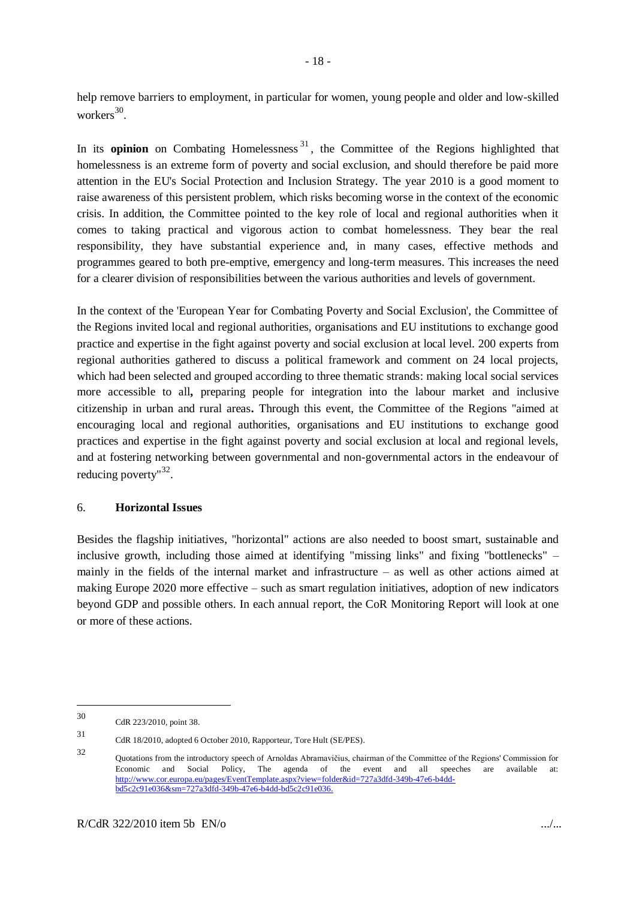help remove barriers to employment, in particular for women, young people and older and low-skilled workers[30].

In its **opinion** on Combating Homelessness[31], the Committee of the Regions highlighted that homelessness is an extreme form of poverty and social exclusion, and should therefore be paid more attention in the EU's Social Protection and Inclusion Strategy. The year 2010 is a good moment to raise awareness of this persistent problem, which risks becoming worse in the context of the economic crisis. In addition, the Committee pointed to the key role of local and regional authorities when it comes to taking practical and vigorous action to combat homelessness. They bear the real responsibility, they have substantial experience and, in many cases, effective methods and programmes geared to both pre-emptive, emergency and long-term measures. This increases the need for a clearer division of responsibilities between the various authorities and levels of government.

In the context of the 'European Year for Combating Poverty and Social Exclusion', the Committee of the Regions invited local and regional authorities, organisations and EU institutions to exchange good practice and expertise in the fight against poverty and social exclusion at local level. 200 experts from regional authorities gathered to discuss a political framework and comment on 24 local projects, which had been selected and grouped according to three thematic strands: making local social services more accessible to all**,** preparing people for integration into the labour market and inclusive citizenship in urban and rural areas**.** Through this event, the Committee of the Regions "aimed at encouraging local and regional authorities, organisations and EU institutions to exchange good practices and expertise in the fight against poverty and social exclusion at local and regional levels, and at fostering networking between governmental and non-governmental actors in the endeavour of reducing poverty"[32].

## 6. Horizontal Issues

Besides the flagship initiatives, "horizontal" actions are also needed to boost smart, sustainable and inclusive growth, including those aimed at identifying "missing links" and fixing "bottlenecks" – mainly in the fields of the internal market and infrastructure – as well as other actions aimed at making Europe 2020 more effective – such as smart regulation initiatives, adoption of new indicators beyond GDP and possible others. In each annual report, the CoR Monitoring Report will look at one or more of these actions.

---

[30] CdR 223/2010, point 38.

[31] CdR 18/2010, adopted 6 October 2010, Rapporteur, Tore Hult (SE/PES).

[32] Quotations from the introductory speech of Arnoldas Abramavičius, chairman of the Committee of the Regions' Commission for Economic and Social Policy, The agenda of the event and all speeches are available at: http://www.cor.europa.eu/pages/EventTemplate.aspx?view=folder&id=727a3dfd-349b-47e6-b4dd-bd5c2c91e036&sm=727a3dfd-349b-47e6-b4dd-bd5c2c91e036.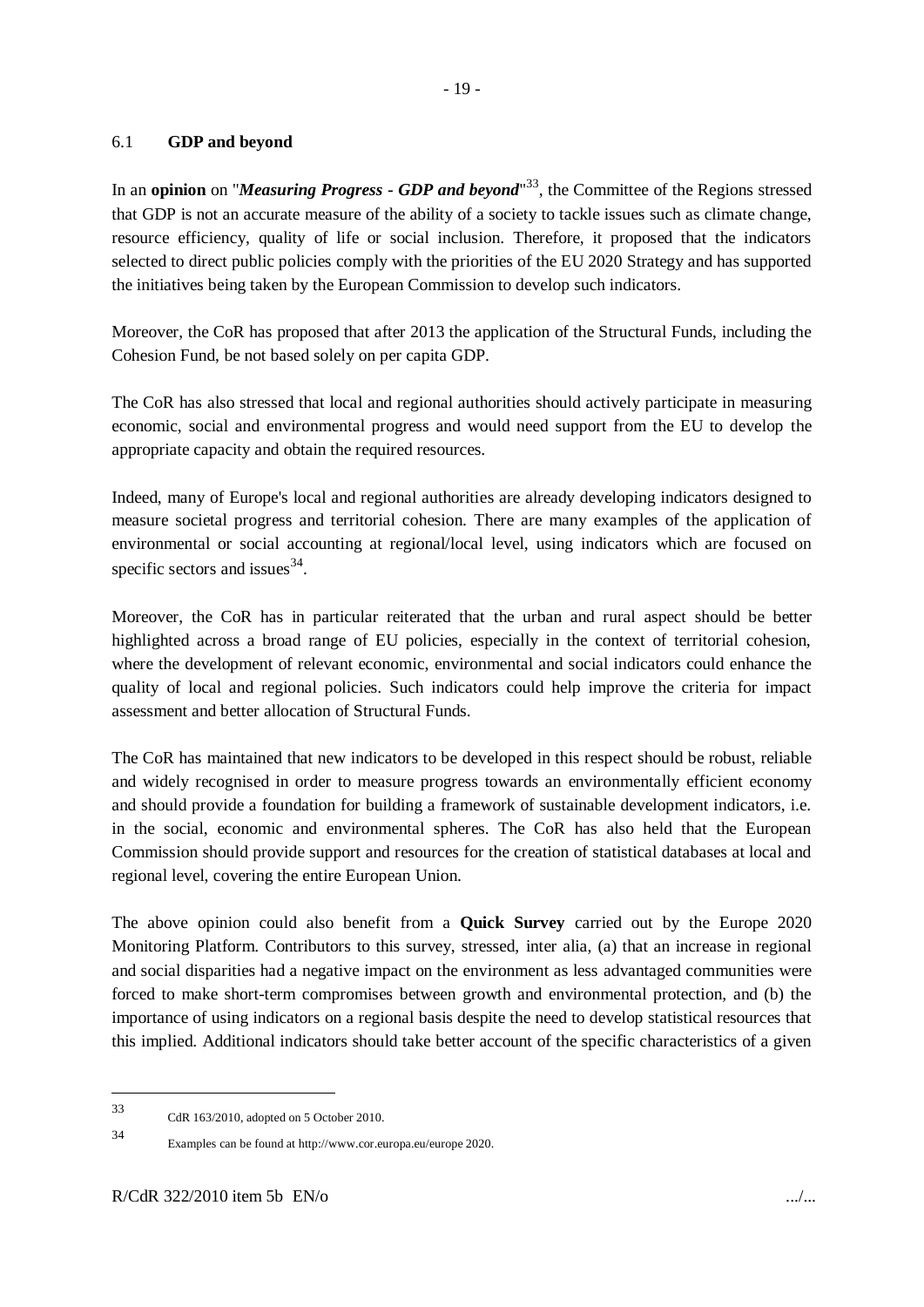## 6.1 **GDP and beyond**

In an **opinion** on "***Measuring Progress - GDP and beyond***"[33], the Committee of the Regions stressed that GDP is not an accurate measure of the ability of a society to tackle issues such as climate change, resource efficiency, quality of life or social inclusion. Therefore, it proposed that the indicators selected to direct public policies comply with the priorities of the EU 2020 Strategy and has supported the initiatives being taken by the European Commission to develop such indicators.

Moreover, the CoR has proposed that after 2013 the application of the Structural Funds, including the Cohesion Fund, be not based solely on per capita GDP.

The CoR has also stressed that local and regional authorities should actively participate in measuring economic, social and environmental progress and would need support from the EU to develop the appropriate capacity and obtain the required resources.

Indeed, many of Europe's local and regional authorities are already developing indicators designed to measure societal progress and territorial cohesion. There are many examples of the application of environmental or social accounting at regional/local level, using indicators which are focused on specific sectors and issues[34].

Moreover, the CoR has in particular reiterated that the urban and rural aspect should be better highlighted across a broad range of EU policies, especially in the context of territorial cohesion, where the development of relevant economic, environmental and social indicators could enhance the quality of local and regional policies. Such indicators could help improve the criteria for impact assessment and better allocation of Structural Funds.

The CoR has maintained that new indicators to be developed in this respect should be robust, reliable and widely recognised in order to measure progress towards an environmentally efficient economy and should provide a foundation for building a framework of sustainable development indicators, i.e. in the social, economic and environmental spheres. The CoR has also held that the European Commission should provide support and resources for the creation of statistical databases at local and regional level, covering the entire European Union.

The above opinion could also benefit from a **Quick Survey** carried out by the Europe 2020 Monitoring Platform. Contributors to this survey, stressed, inter alia, (a) that an increase in regional and social disparities had a negative impact on the environment as less advantaged communities were forced to make short-term compromises between growth and environmental protection, and (b) the importance of using indicators on a regional basis despite the need to develop statistical resources that this implied. Additional indicators should take better account of the specific characteristics of a given

---

[33] CdR 163/2010, adopted on 5 October 2010.

[34] Examples can be found at http://www.cor.europa.eu/europe 2020.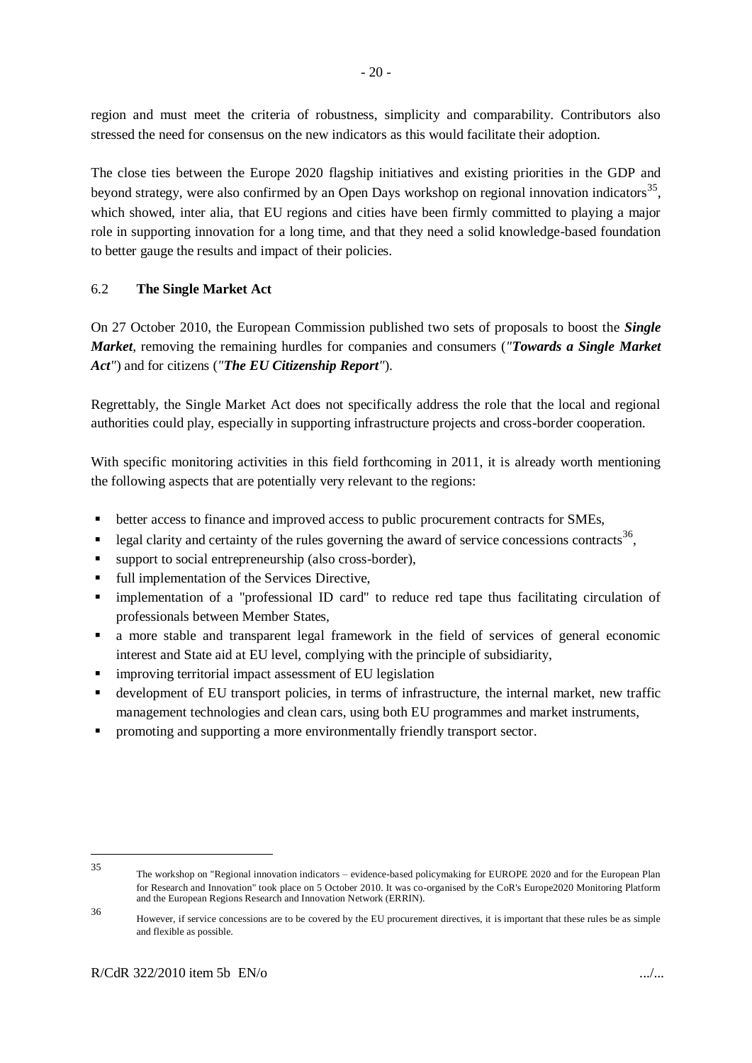region and must meet the criteria of robustness, simplicity and comparability. Contributors also stressed the need for consensus on the new indicators as this would facilitate their adoption.

The close ties between the Europe 2020 flagship initiatives and existing priorities in the GDP and beyond strategy, were also confirmed by an Open Days workshop on regional innovation indicators[35], which showed, inter alia, that EU regions and cities have been firmly committed to playing a major role in supporting innovation for a long time, and that they need a solid knowledge-based foundation to better gauge the results and impact of their policies.

### 6.2 The Single Market Act

On 27 October 2010, the European Commission published two sets of proposals to boost the ***Single Market***, removing the remaining hurdles for companies and consumers (*"**Towards a Single Market Act**"*) and for citizens (*"**The EU Citizenship Report**"*).

Regrettably, the Single Market Act does not specifically address the role that the local and regional authorities could play, especially in supporting infrastructure projects and cross-border cooperation.

With specific monitoring activities in this field forthcoming in 2011, it is already worth mentioning the following aspects that are potentially very relevant to the regions:

- better access to finance and improved access to public procurement contracts for SMEs,
- legal clarity and certainty of the rules governing the award of service concessions contracts[36],
- support to social entrepreneurship (also cross-border),
- full implementation of the Services Directive,
- implementation of a "professional ID card" to reduce red tape thus facilitating circulation of professionals between Member States,
- a more stable and transparent legal framework in the field of services of general economic interest and State aid at EU level, complying with the principle of subsidiarity,
- improving territorial impact assessment of EU legislation
- development of EU transport policies, in terms of infrastructure, the internal market, new traffic management technologies and clean cars, using both EU programmes and market instruments,
- promoting and supporting a more environmentally friendly transport sector.

---

[35] The workshop on "Regional innovation indicators – evidence-based policymaking for EUROPE 2020 and for the European Plan for Research and Innovation" took place on 5 October 2010. It was co-organised by the CoR's Europe2020 Monitoring Platform and the European Regions Research and Innovation Network (ERRIN).

[36] However, if service concessions are to be covered by the EU procurement directives, it is important that these rules be as simple and flexible as possible.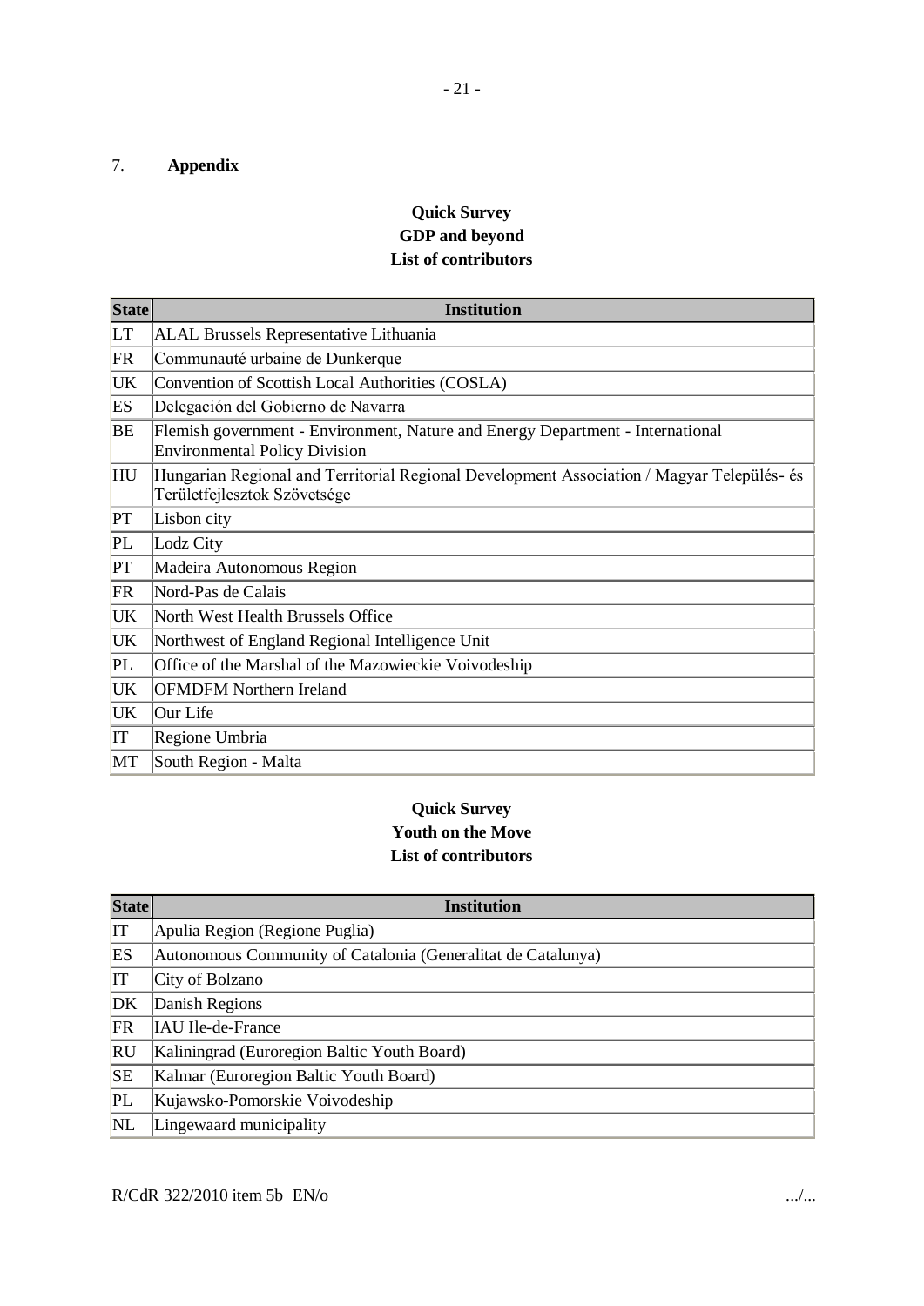## 7. Appendix

**Quick Survey**
**GDP and beyond**
**List of contributors**

| State | Institution |
|---|---|
| LT | ALAL Brussels Representative Lithuania |
| FR | Communauté urbaine de Dunkerque |
| UK | Convention of Scottish Local Authorities (COSLA) |
| ES | Delegación del Gobierno de Navarra |
| BE | Flemish government - Environment, Nature and Energy Department - International Environmental Policy Division |
| HU | Hungarian Regional and Territorial Regional Development Association / Magyar Település- és Területfejlesztok Szövetsége |
| PT | Lisbon city |
| PL | Lodz City |
| PT | Madeira Autonomous Region |
| FR | Nord-Pas de Calais |
| UK | North West Health Brussels Office |
| UK | Northwest of England Regional Intelligence Unit |
| PL | Office of the Marshal of the Mazowieckie Voivodeship |
| UK | OFMDFM Northern Ireland |
| UK | Our Life |
| IT | Regione Umbria |
| MT | South Region - Malta |

**Quick Survey**
**Youth on the Move**
**List of contributors**

| State | Institution |
|---|---|
| IT | Apulia Region (Regione Puglia) |
| ES | Autonomous Community of Catalonia (Generalitat de Catalunya) |
| IT | City of Bolzano |
| DK | Danish Regions |
| FR | IAU Ile-de-France |
| RU | Kaliningrad (Euroregion Baltic Youth Board) |
| SE | Kalmar (Euroregion Baltic Youth Board) |
| PL | Kujawsko-Pomorskie Voivodeship |
| NL | Lingewaard municipality |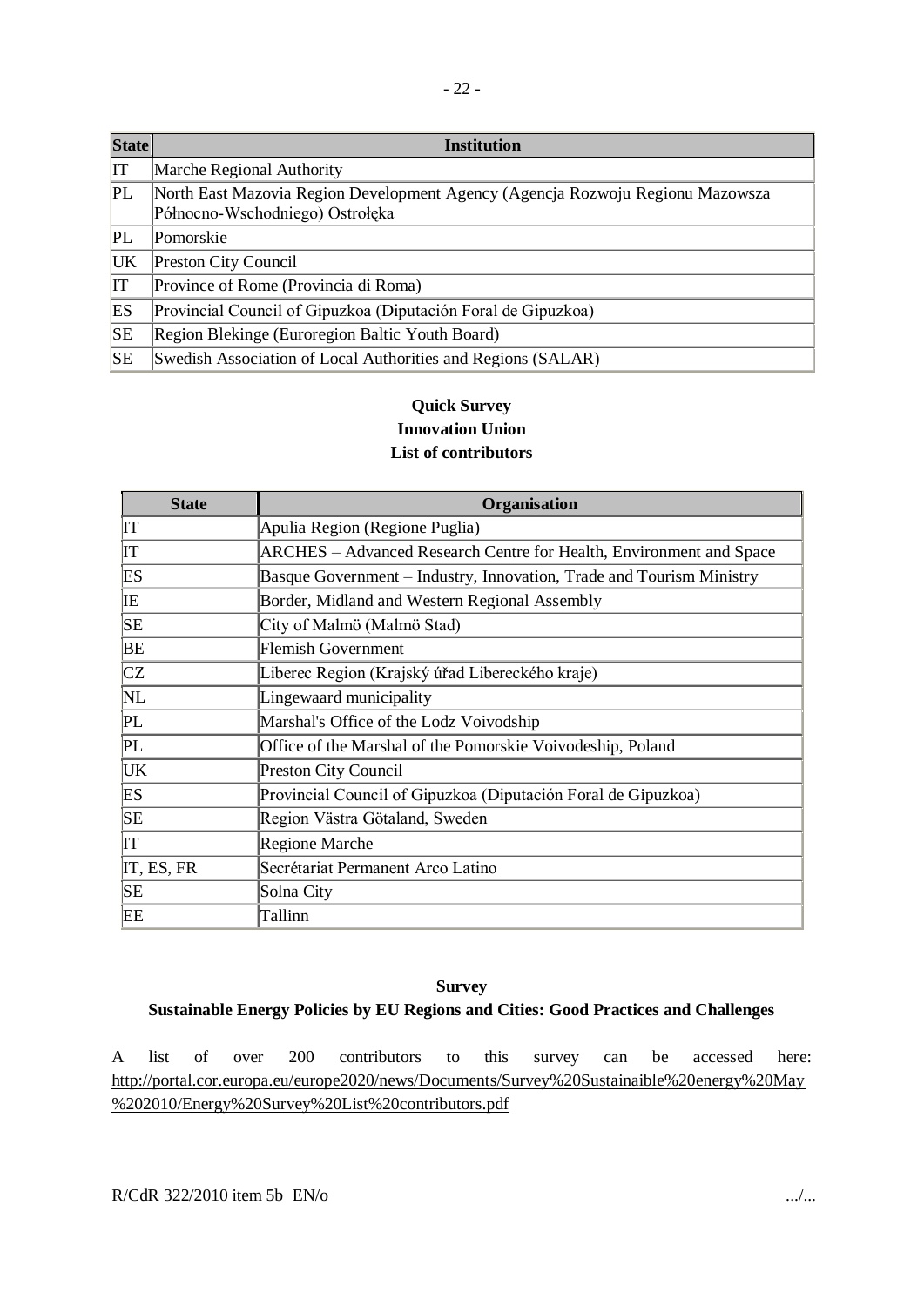| State | Institution |
| --- | --- |
| IT | Marche Regional Authority |
| PL | North East Mazovia Region Development Agency (Agencja Rozwoju Regionu Mazowsza Północno-Wschodniego) Ostrołęka |
| PL | Pomorskie |
| UK | Preston City Council |
| IT | Province of Rome (Provincia di Roma) |
| ES | Provincial Council of Gipuzkoa (Diputación Foral de Gipuzkoa) |
| SE | Region Blekinge (Euroregion Baltic Youth Board) |
| SE | Swedish Association of Local Authorities and Regions (SALAR) |

**Quick Survey**
**Innovation Union**
**List of contributors**

| State | Organisation |
| --- | --- |
| IT | Apulia Region (Regione Puglia) |
| IT | ARCHES – Advanced Research Centre for Health, Environment and Space |
| ES | Basque Government – Industry, Innovation, Trade and Tourism Ministry |
| IE | Border, Midland and Western Regional Assembly |
| SE | City of Malmö (Malmö Stad) |
| BE | Flemish Government |
| CZ | Liberec Region (Krajský úřad Libereckého kraje) |
| NL | Lingewaard municipality |
| PL | Marshal's Office of the Lodz Voivodship |
| PL | Office of the Marshal of the Pomorskie Voivodeship, Poland |
| UK | Preston City Council |
| ES | Provincial Council of Gipuzkoa (Diputación Foral de Gipuzkoa) |
| SE | Region Västra Götaland, Sweden |
| IT | Regione Marche |
| IT, ES, FR | Secrétariat Permanent Arco Latino |
| SE | Solna City |
| EE | Tallinn |

**Survey**
**Sustainable Energy Policies by EU Regions and Cities: Good Practices and Challenges**

A list of over 200 contributors to this survey can be accessed here: http://portal.cor.europa.eu/europe2020/news/Documents/Survey%20Sustainaible%20energy%20May%202010/Energy%20Survey%20List%20contributors.pdf

.../...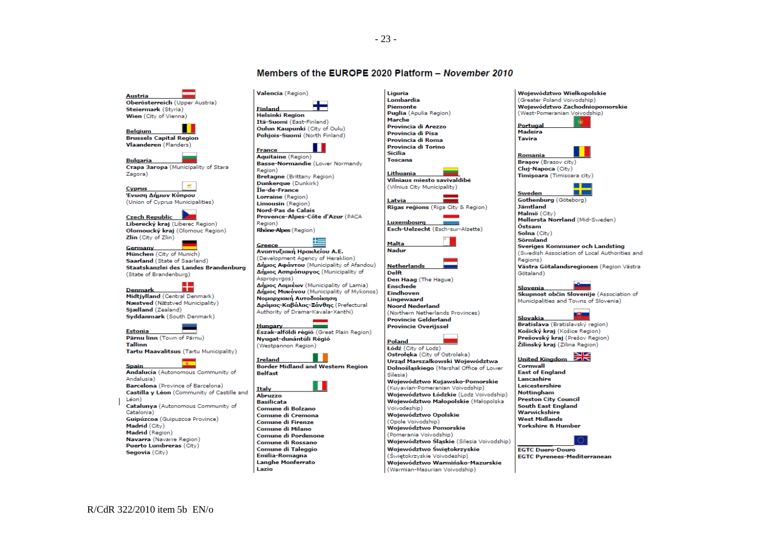## Members of the **EUROPE** 2020 Platform – *November 2010*

**Austria**
**Oberösterreich** (Upper Austria)
**Steiermark** (Styria)
**Wien** (City of Vienna)

**Belgium**
**Brussels Capital Region**
**Vlaanderen** (Flanders)

**Bulgaria**
**Стара Загора** (Municipality of Stara Zagora)

**Cyprus**
**'Ενωση Δήμων Κύπρου** (Union of Cyprus Municipalities)

**Czech Republic**
**Liberecký kraj** (Liberec Region)
**Olomoucký kraj** (Olomouc Region)
**Zlín** (City of Zlin)

**Germany**
**München** (City of Munich)
**Saarland** (State of Saarland)
**Staatskanzlei des Landes Brandenburg** (State of Brandenburg)

**Denmark**
**Midtjylland** (Central Denmark)
**Næstved** (Næstved Municipality)
**Sjælland** (Zealand)
**Syddanmark** (South Denmark)

**Estonia**
**Pärnu linn** (Town of Pärnu)
**Tallinn**
**Tartu Maavalitsus** (Tartu Municipality)

**Spain**
**Andalucía** (Autonomous Community of Andalusia)
**Barcelona** (Province of Barcelona)
**Castilla y Léon** (Community of Castille and Léon)
**Catalunya** (Autonomous Community of Catalonia)
**Guipúzcoa** (Guipuzcoa Province)
**Madrid** (City)
**Madrid** (Region)
**Navarra** (Navarre Region)
**Puerto Lumbreras** (City)
**Segovia** (City)
**Valencia** (Region)

**Finland**
**Helsinki Region**
**Itä-Suomi** (East-Finland)
**Oulun Kaupunki** (City of Oulu)
**Pohjois-Suomi** (North Finland)

**France**
**Aquitaine** (Region)
**Basse-Normandie** (Lower Normandy Region)
**Bretagne** (Brittany Region)
**Dunkerque** (Dunkirk)
**Île-de-France**
**Lorraine** (Region)
**Limousin** (Region)
**Nord-Pas de Calais**
**Provence-Alpes-Côte d'Azur** (PACA Region)
**Rhône-Alpes** (Region)

**Greece**
**Αναπτυξιακή Ηρακλείου Α.Ε.** (Development Agency of Heraklion)
**Δήμος Αφάντου** (Municipality of Afandou)
**Δήμος Ασπρόπυργος** (Municipality of Aspropyrgos)
**Δήμος Λαμιέων** (Municipality of Lamia)
**Δήμος Μυκόνου** (Municipality of Mykonos)
**Νομαρχιακή Αυτοδιοίκηση Δράμας-Καβάλας-Ξάνθης** (Prefectural Authority of Drama-Kavala-Xanthi)

**Hungary**
**Észak-alföldi régió** (Great Plain Region)
**Nyugat-dunántúli Régió** (Westpannon Region)

**Ireland**
**Border Midland and Western Region**
**Belfast**

**Italy**
**Abruzzo**
**Basilicata**
**Comune di Bolzano**
**Comune di Cremona**
**Comune di Firenze**
**Comune di Milano**
**Comune di Pordenone**
**Comune di Rossano**
**Comune di Taleggio**
**Emilia-Romagna**
**Langhe Monferrato**
**Lazio**
**Liguria**
**Lombardia**
**Piemonte**
**Puglia** (Apulia Region)
**Marche**
**Provincia di Arezzo**
**Provincia di Pisa**
**Provincia di Roma**
**Provincia di Torino**
**Sicilia**
**Toscana**

**Lithuania**
**Vilniaus miesto savivaldibė** (Vilnius City Municipality)

**Latvia**
**Rīgas reģions** (Riga City & Region)

**Luxembourg**
**Esch-Uelzecht** (Esch-sur-Alzette)

**Malta**
**Nadur**

**Netherlands**
**Delft**
**Den Haag** (The Hague)
**Enschede**
**Eindhoven**
**Lingewaard**
**Noord Nederland** (Northern Netherlands Provinces)
**Provincie Gelderland**
**Provincie Overijssel**

**Poland**
**Łódź** (City of Lodz)
**Ostrołęka** (City of Ostroleka)
**Urząd Marszałkowski Województwa Dolnośląskiego** (Marshal Office of Lower Silesia)
**Województwo Kujawsko-Pomorskie** (Kuyavian-Pomeranian Voivodship)
**Województwo Łódzkie** (Lodz Voivodship)
**Województwo Małopolskie** (Małopolska Voivodeship)
**Województwo Opolskie** (Opole Voivodship)
**Województwo Pomorskie** (Pomerania Voivodship)
**Województwo Śląskie** (Silesia Voivodship)
**Województwo Świętokrzyskie** (Świętokrzyskie Voivodeship)
**Województwo Warmińsko-Mazurskie** (Warmian-Masurian Voivodship)
**Województwo Wielkopolskie** (Greater Poland Voivodship)
**Województwo Zachodniopomorskie** (West-Pomeranian Voivodship)

**Portugal**
**Madeira**
**Tavira**

**Romania**
**Braşov** (Brasov city)
**Cluj-Napoca** (City)
**Timişoara** (Timisoara city)

**Sweden**
**Gothenburg** (Göteborg)
**Jämtland**
**Malmö** (City)
**Mellersta Norrland** (Mid-Sweden)
**Östsam**
**Solna** (City)
**Sörmland**
**Sveriges Kommuner och Landsting** (Swedish Association of Local Authorities and Regions)
**Västra Götalandsregionen** (Region Västra Götaland)

**Slovenia**
**Skupnost občin Slovenije** (Association of Municipalities and Towns of Slovenia)

**Slovakia**
**Bratislava** (Bratislavský region)
**Košický kraj** (Košice Region)
**Prešovský kraj** (Prešov Region)
**Žilinský kraj** (Zilina Region)

**United Kingdom**
**Cornwall**
**East of England**
**Lancashire**
**Leicestershire**
**Nottingham**
**Preston City Council**
**South East England**
**Warwickshire**
**West Midlands**
**Yorkshire & Humber**

**EGTC Duero-Douro**
**EGTC Pyrenees-Mediterranean**

R/CdR 322/2010 item 5b EN/o